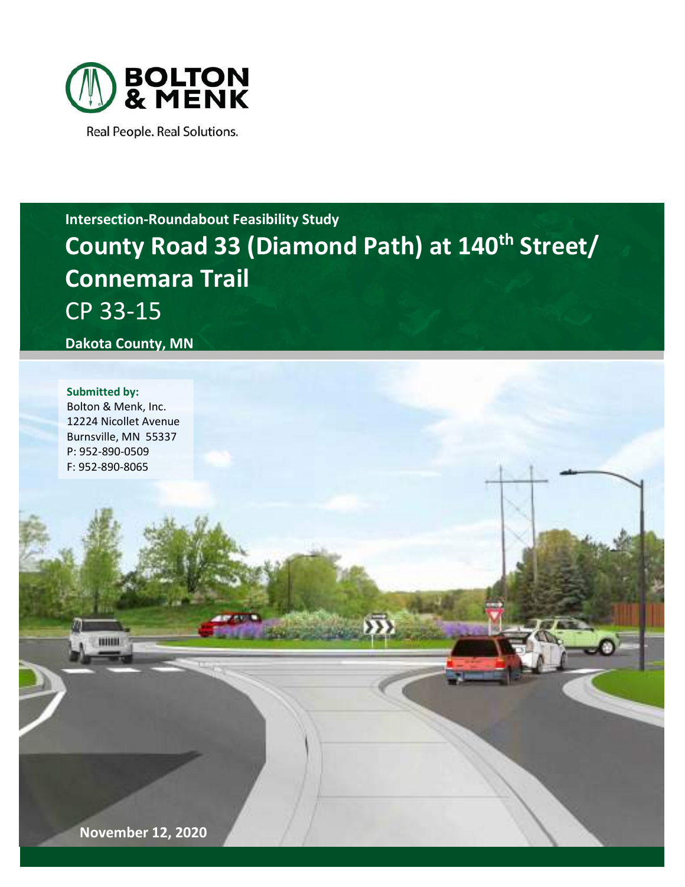BOLTON & MENK

Real People. Real Solutions.

**Intersection-Roundabout Feasibility Study**

# County Road 33 (Diamond Path) at 140th Street/ Connemara Trail

## CP 33-15

**Dakota County, MN**

**Submitted by:**
Bolton & Menk, Inc.
12224 Nicollet Avenue
Burnsville, MN 55337
P: 952-890-0509
F: 952-890-8065

**November 12, 2020**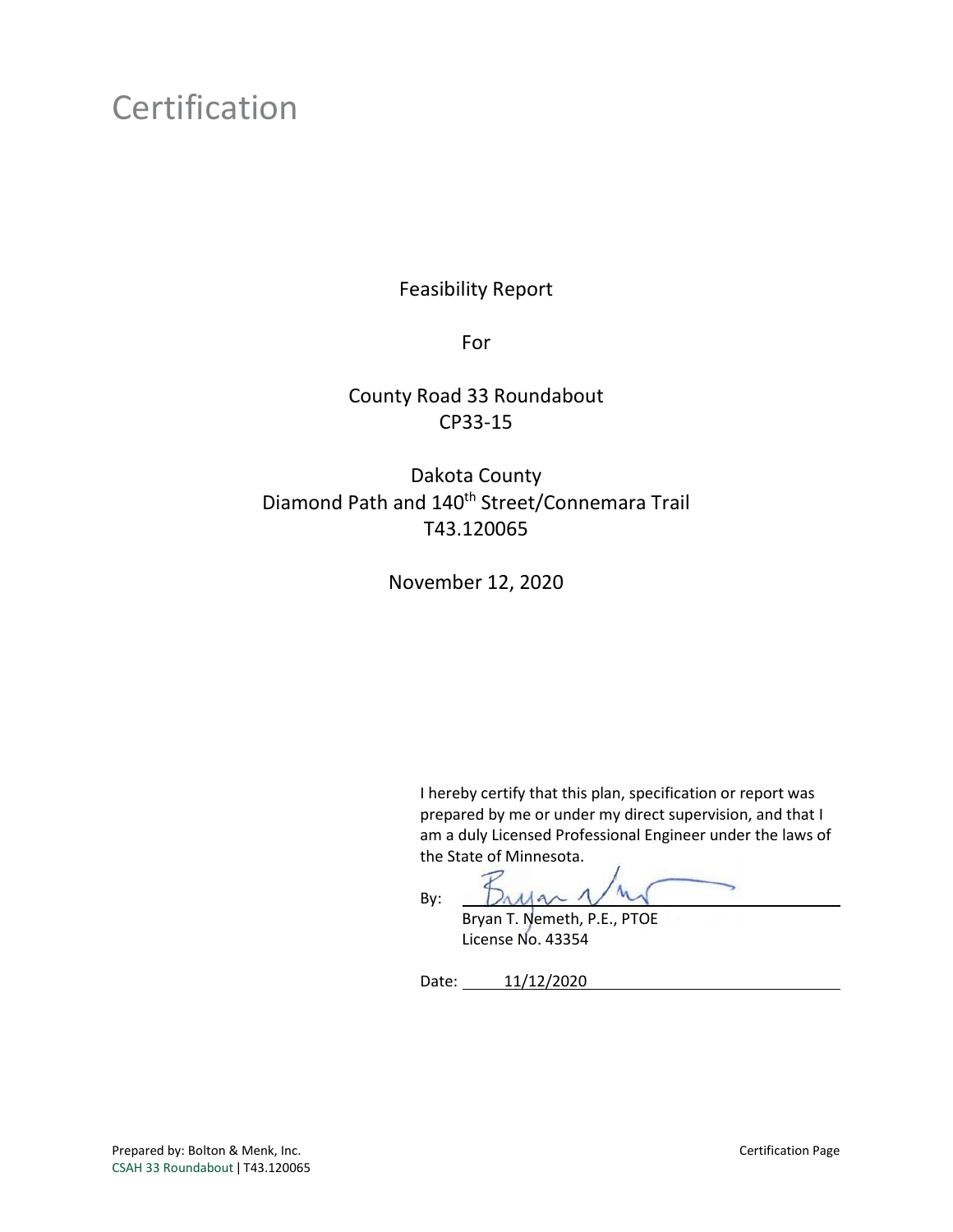# Certification

Feasibility Report

For

County Road 33 Roundabout
CP33-15

Dakota County
Diamond Path and 140th Street/Connemara Trail
T43.120065

November 12, 2020

I hereby certify that this plan, specification or report was prepared by me or under my direct supervision, and that I am a duly Licensed Professional Engineer under the laws of the State of Minnesota.

By: ______________________
Bryan T. Nemeth, P.E., PTOE
License No. 43354

Date: 11/12/2020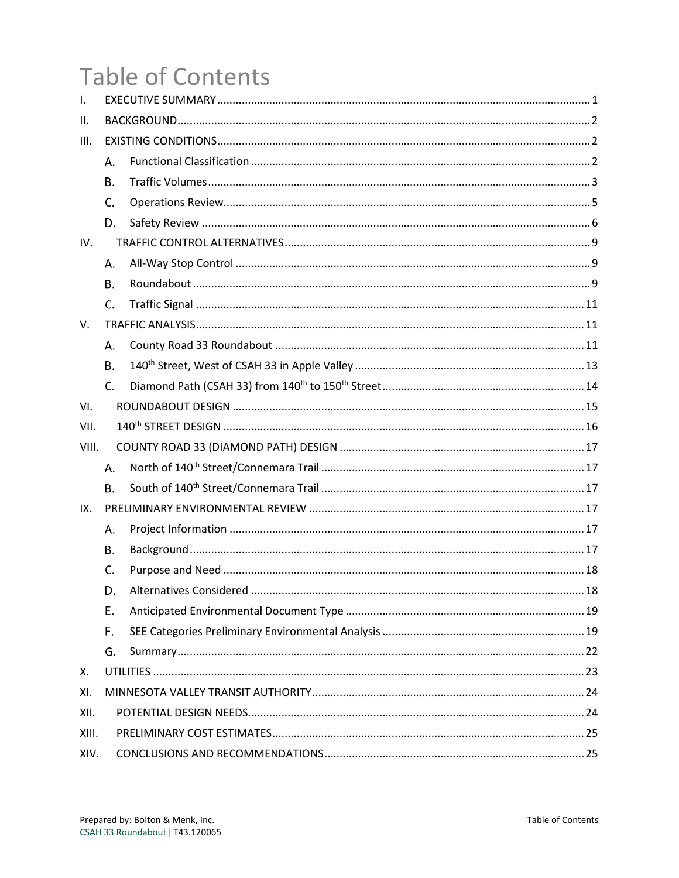# Table of Contents

I. EXECUTIVE SUMMARY ..... 1

II. BACKGROUND ..... 2

III. EXISTING CONDITIONS ..... 2

- A. Functional Classification ..... 2
- B. Traffic Volumes ..... 3
- C. Operations Review ..... 5
- D. Safety Review ..... 6

IV. TRAFFIC CONTROL ALTERNATIVES ..... 9

- A. All-Way Stop Control ..... 9
- B. Roundabout ..... 9
- C. Traffic Signal ..... 11

V. TRAFFIC ANALYSIS ..... 11

- A. County Road 33 Roundabout ..... 11
- B. 140th Street, West of CSAH 33 in Apple Valley ..... 13
- C. Diamond Path (CSAH 33) from 140th to 150th Street ..... 14

VI. ROUNDABOUT DESIGN ..... 15

VII. 140th STREET DESIGN ..... 16

VIII. COUNTY ROAD 33 (DIAMOND PATH) DESIGN ..... 17

- A. North of 140th Street/Connemara Trail ..... 17
- B. South of 140th Street/Connemara Trail ..... 17

IX. PRELIMINARY ENVIRONMENTAL REVIEW ..... 17

- A. Project Information ..... 17
- B. Background ..... 17
- C. Purpose and Need ..... 18
- D. Alternatives Considered ..... 18
- E. Anticipated Environmental Document Type ..... 19
- F. SEE Categories Preliminary Environmental Analysis ..... 19
- G. Summary ..... 22

X. UTILITIES ..... 23

XI. MINNESOTA VALLEY TRANSIT AUTHORITY ..... 24

XII. POTENTIAL DESIGN NEEDS ..... 24

XIII. PRELIMINARY COST ESTIMATES ..... 25

XIV. CONCLUSIONS AND RECOMMENDATIONS ..... 25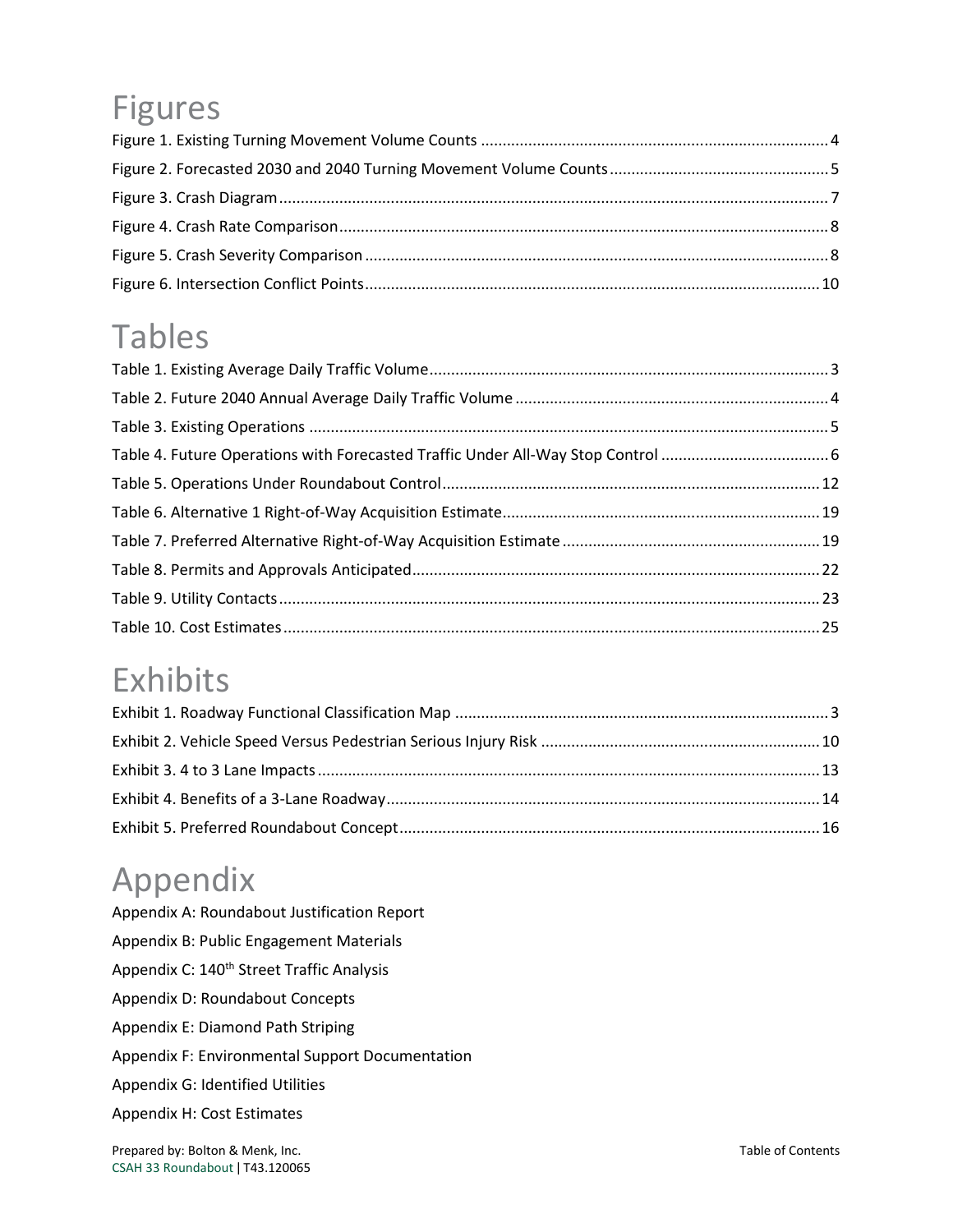# Figures

Figure 1. Existing Turning Movement Volume Counts ............................................................................... 4

Figure 2. Forecasted 2030 and 2040 Turning Movement Volume Counts .................................................. 5

Figure 3. Crash Diagram .............................................................................................................................. 7

Figure 4. Crash Rate Comparison ................................................................................................................ 8

Figure 5. Crash Severity Comparison .......................................................................................................... 8

Figure 6. Intersection Conflict Points ........................................................................................................ 10

# Tables

Table 1. Existing Average Daily Traffic Volume ........................................................................................... 3

Table 2. Future 2040 Annual Average Daily Traffic Volume ........................................................................ 4

Table 3. Existing Operations ....................................................................................................................... 5

Table 4. Future Operations with Forecasted Traffic Under All-Way Stop Control ....................................... 6

Table 5. Operations Under Roundabout Control ....................................................................................... 12

Table 6. Alternative 1 Right-of-Way Acquisition Estimate ......................................................................... 19

Table 7. Preferred Alternative Right-of-Way Acquisition Estimate ........................................................... 19

Table 8. Permits and Approvals Anticipated .............................................................................................. 22

Table 9. Utility Contacts ............................................................................................................................ 23

Table 10. Cost Estimates ........................................................................................................................... 25

# Exhibits

Exhibit 1. Roadway Functional Classification Map ...................................................................................... 3

Exhibit 2. Vehicle Speed Versus Pedestrian Serious Injury Risk ................................................................ 10

Exhibit 3. 4 to 3 Lane Impacts ................................................................................................................... 13

Exhibit 4. Benefits of a 3-Lane Roadway .................................................................................................... 14

Exhibit 5. Preferred Roundabout Concept ................................................................................................. 16

# Appendix

Appendix A: Roundabout Justification Report

Appendix B: Public Engagement Materials

Appendix C: 140th Street Traffic Analysis

Appendix D: Roundabout Concepts

Appendix E: Diamond Path Striping

Appendix F: Environmental Support Documentation

Appendix G: Identified Utilities

Appendix H: Cost Estimates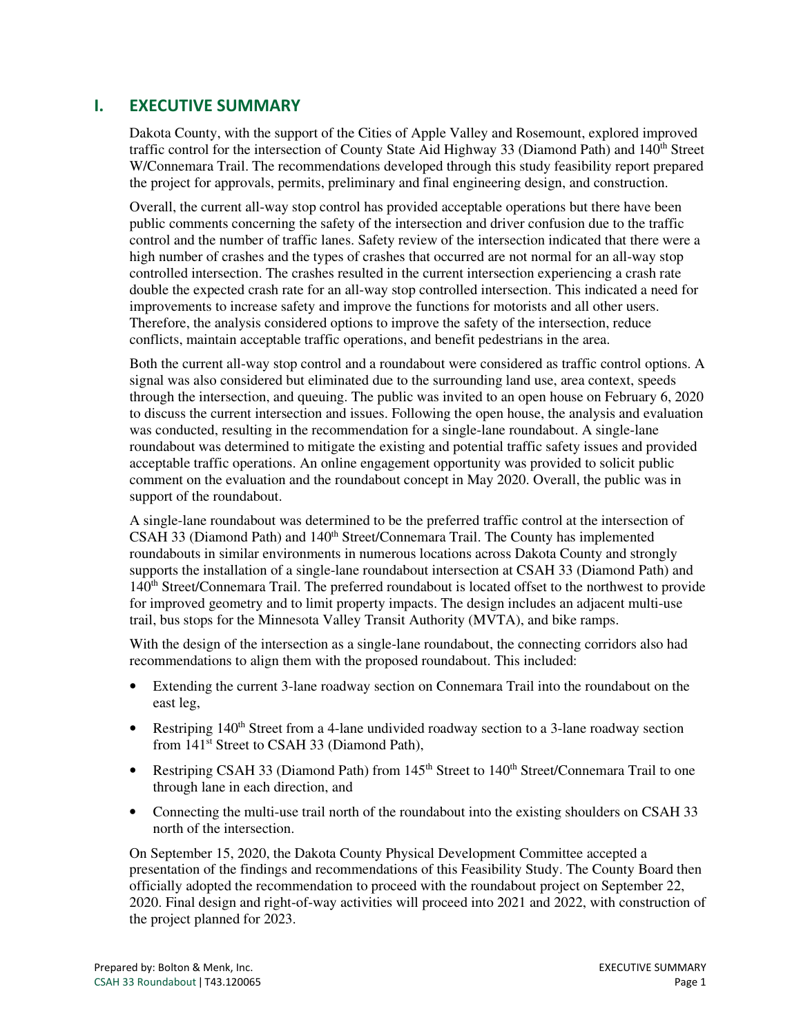# I. EXECUTIVE SUMMARY

Dakota County, with the support of the Cities of Apple Valley and Rosemount, explored improved traffic control for the intersection of County State Aid Highway 33 (Diamond Path) and 140th Street W/Connemara Trail. The recommendations developed through this study feasibility report prepared the project for approvals, permits, preliminary and final engineering design, and construction.

Overall, the current all-way stop control has provided acceptable operations but there have been public comments concerning the safety of the intersection and driver confusion due to the traffic control and the number of traffic lanes. Safety review of the intersection indicated that there were a high number of crashes and the types of crashes that occurred are not normal for an all-way stop controlled intersection. The crashes resulted in the current intersection experiencing a crash rate double the expected crash rate for an all-way stop controlled intersection. This indicated a need for improvements to increase safety and improve the functions for motorists and all other users. Therefore, the analysis considered options to improve the safety of the intersection, reduce conflicts, maintain acceptable traffic operations, and benefit pedestrians in the area.

Both the current all-way stop control and a roundabout were considered as traffic control options. A signal was also considered but eliminated due to the surrounding land use, area context, speeds through the intersection, and queuing. The public was invited to an open house on February 6, 2020 to discuss the current intersection and issues. Following the open house, the analysis and evaluation was conducted, resulting in the recommendation for a single-lane roundabout. A single-lane roundabout was determined to mitigate the existing and potential traffic safety issues and provided acceptable traffic operations. An online engagement opportunity was provided to solicit public comment on the evaluation and the roundabout concept in May 2020. Overall, the public was in support of the roundabout.

A single-lane roundabout was determined to be the preferred traffic control at the intersection of CSAH 33 (Diamond Path) and 140th Street/Connemara Trail. The County has implemented roundabouts in similar environments in numerous locations across Dakota County and strongly supports the installation of a single-lane roundabout intersection at CSAH 33 (Diamond Path) and 140th Street/Connemara Trail. The preferred roundabout is located offset to the northwest to provide for improved geometry and to limit property impacts. The design includes an adjacent multi-use trail, bus stops for the Minnesota Valley Transit Authority (MVTA), and bike ramps.

With the design of the intersection as a single-lane roundabout, the connecting corridors also had recommendations to align them with the proposed roundabout. This included:

- Extending the current 3-lane roadway section on Connemara Trail into the roundabout on the east leg,
- Restriping 140th Street from a 4-lane undivided roadway section to a 3-lane roadway section from 141st Street to CSAH 33 (Diamond Path),
- Restriping CSAH 33 (Diamond Path) from 145th Street to 140th Street/Connemara Trail to one through lane in each direction, and
- Connecting the multi-use trail north of the roundabout into the existing shoulders on CSAH 33 north of the intersection.

On September 15, 2020, the Dakota County Physical Development Committee accepted a presentation of the findings and recommendations of this Feasibility Study. The County Board then officially adopted the recommendation to proceed with the roundabout project on September 22, 2020. Final design and right-of-way activities will proceed into 2021 and 2022, with construction of the project planned for 2023.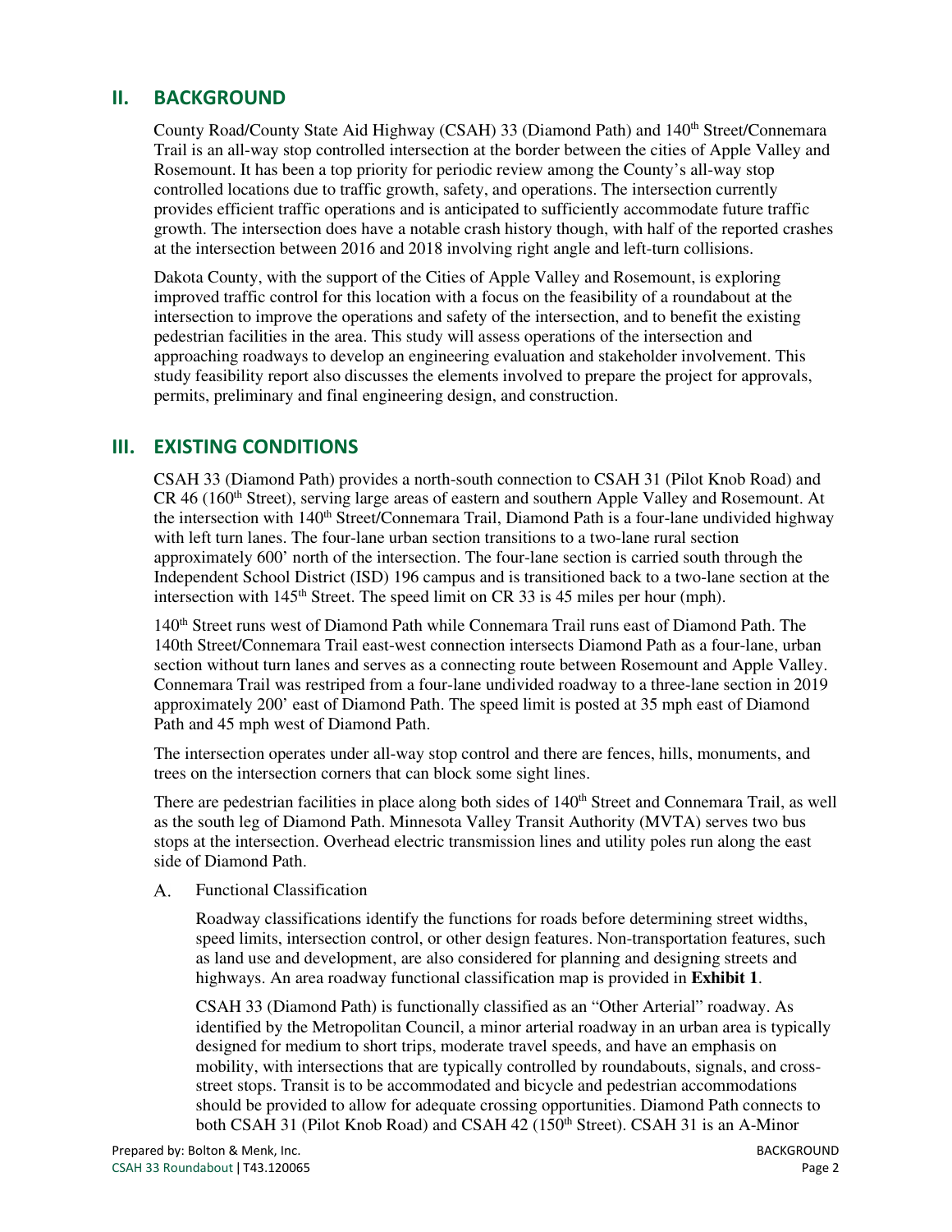## II. BACKGROUND

County Road/County State Aid Highway (CSAH) 33 (Diamond Path) and 140th Street/Connemara Trail is an all-way stop controlled intersection at the border between the cities of Apple Valley and Rosemount. It has been a top priority for periodic review among the County's all-way stop controlled locations due to traffic growth, safety, and operations. The intersection currently provides efficient traffic operations and is anticipated to sufficiently accommodate future traffic growth. The intersection does have a notable crash history though, with half of the reported crashes at the intersection between 2016 and 2018 involving right angle and left-turn collisions.

Dakota County, with the support of the Cities of Apple Valley and Rosemount, is exploring improved traffic control for this location with a focus on the feasibility of a roundabout at the intersection to improve the operations and safety of the intersection, and to benefit the existing pedestrian facilities in the area. This study will assess operations of the intersection and approaching roadways to develop an engineering evaluation and stakeholder involvement. This study feasibility report also discusses the elements involved to prepare the project for approvals, permits, preliminary and final engineering design, and construction.

## III. EXISTING CONDITIONS

CSAH 33 (Diamond Path) provides a north-south connection to CSAH 31 (Pilot Knob Road) and CR 46 (160th Street), serving large areas of eastern and southern Apple Valley and Rosemount. At the intersection with 140th Street/Connemara Trail, Diamond Path is a four-lane undivided highway with left turn lanes. The four-lane urban section transitions to a two-lane rural section approximately 600' north of the intersection. The four-lane section is carried south through the Independent School District (ISD) 196 campus and is transitioned back to a two-lane section at the intersection with 145th Street. The speed limit on CR 33 is 45 miles per hour (mph).

140th Street runs west of Diamond Path while Connemara Trail runs east of Diamond Path. The 140th Street/Connemara Trail east-west connection intersects Diamond Path as a four-lane, urban section without turn lanes and serves as a connecting route between Rosemount and Apple Valley. Connemara Trail was restriped from a four-lane undivided roadway to a three-lane section in 2019 approximately 200' east of Diamond Path. The speed limit is posted at 35 mph east of Diamond Path and 45 mph west of Diamond Path.

The intersection operates under all-way stop control and there are fences, hills, monuments, and trees on the intersection corners that can block some sight lines.

There are pedestrian facilities in place along both sides of 140th Street and Connemara Trail, as well as the south leg of Diamond Path. Minnesota Valley Transit Authority (MVTA) serves two bus stops at the intersection. Overhead electric transmission lines and utility poles run along the east side of Diamond Path.

### A. Functional Classification

Roadway classifications identify the functions for roads before determining street widths, speed limits, intersection control, or other design features. Non-transportation features, such as land use and development, are also considered for planning and designing streets and highways. An area roadway functional classification map is provided in **Exhibit 1**.

CSAH 33 (Diamond Path) is functionally classified as an "Other Arterial" roadway. As identified by the Metropolitan Council, a minor arterial roadway in an urban area is typically designed for medium to short trips, moderate travel speeds, and have an emphasis on mobility, with intersections that are typically controlled by roundabouts, signals, and cross-street stops. Transit is to be accommodated and bicycle and pedestrian accommodations should be provided to allow for adequate crossing opportunities. Diamond Path connects to both CSAH 31 (Pilot Knob Road) and CSAH 42 (150th Street). CSAH 31 is an A-Minor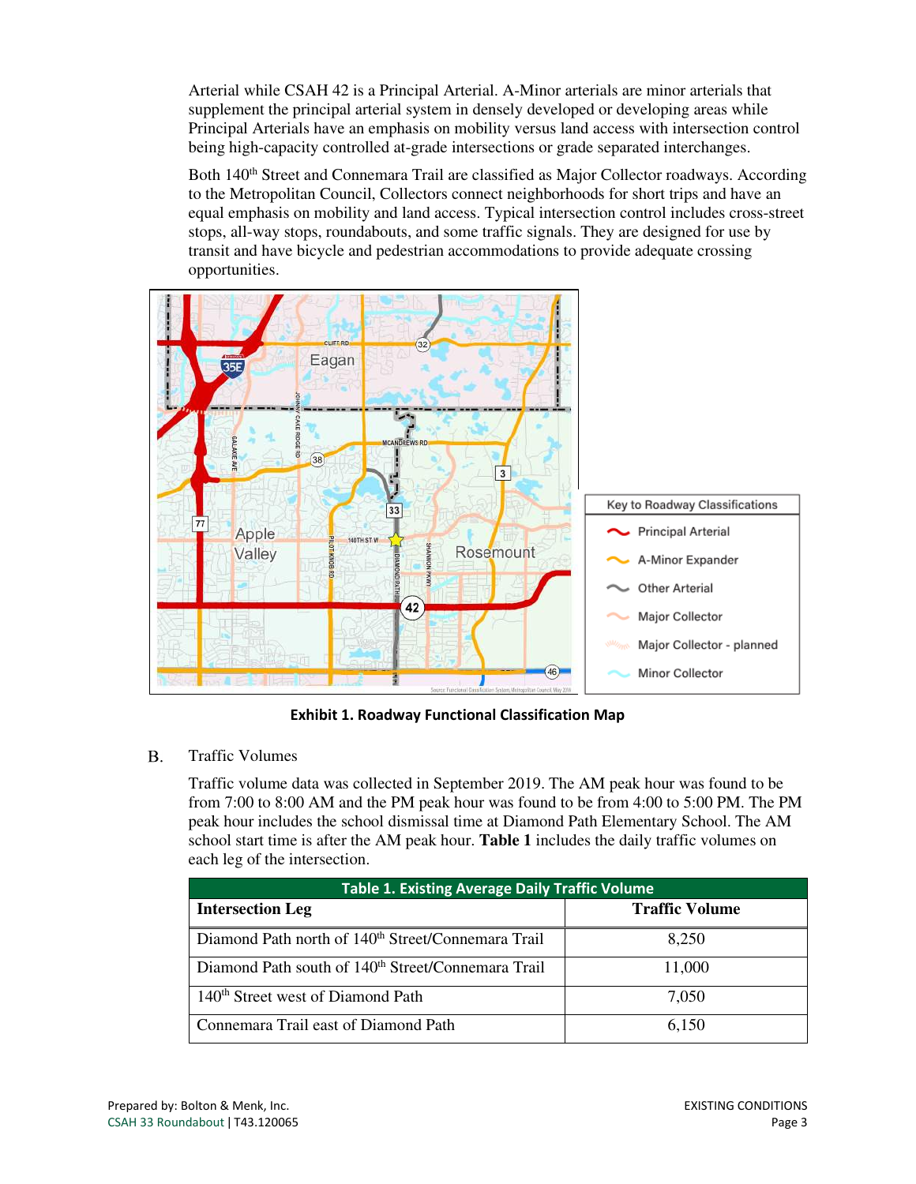Arterial while CSAH 42 is a Principal Arterial. A-Minor arterials are minor arterials that supplement the principal arterial system in densely developed or developing areas while Principal Arterials have an emphasis on mobility versus land access with intersection control being high-capacity controlled at-grade intersections or grade separated interchanges.

Both 140th Street and Connemara Trail are classified as Major Collector roadways. According to the Metropolitan Council, Collectors connect neighborhoods for short trips and have an equal emphasis on mobility and land access. Typical intersection control includes cross-street stops, all-way stops, roundabouts, and some traffic signals. They are designed for use by transit and have bicycle and pedestrian accommodations to provide adequate crossing opportunities.

**Exhibit 1. Roadway Functional Classification Map**

B. Traffic Volumes

Traffic volume data was collected in September 2019. The AM peak hour was found to be from 7:00 to 8:00 AM and the PM peak hour was found to be from 4:00 to 5:00 PM. The PM peak hour includes the school dismissal time at Diamond Path Elementary School. The AM school start time is after the AM peak hour. **Table 1** includes the daily traffic volumes on each leg of the intersection.

**Table 1. Existing Average Daily Traffic Volume**

| Intersection Leg | Traffic Volume |
|---|---|
| Diamond Path north of 140th Street/Connemara Trail | 8,250 |
| Diamond Path south of 140th Street/Connemara Trail | 11,000 |
| 140th Street west of Diamond Path | 7,050 |
| Connemara Trail east of Diamond Path | 6,150 |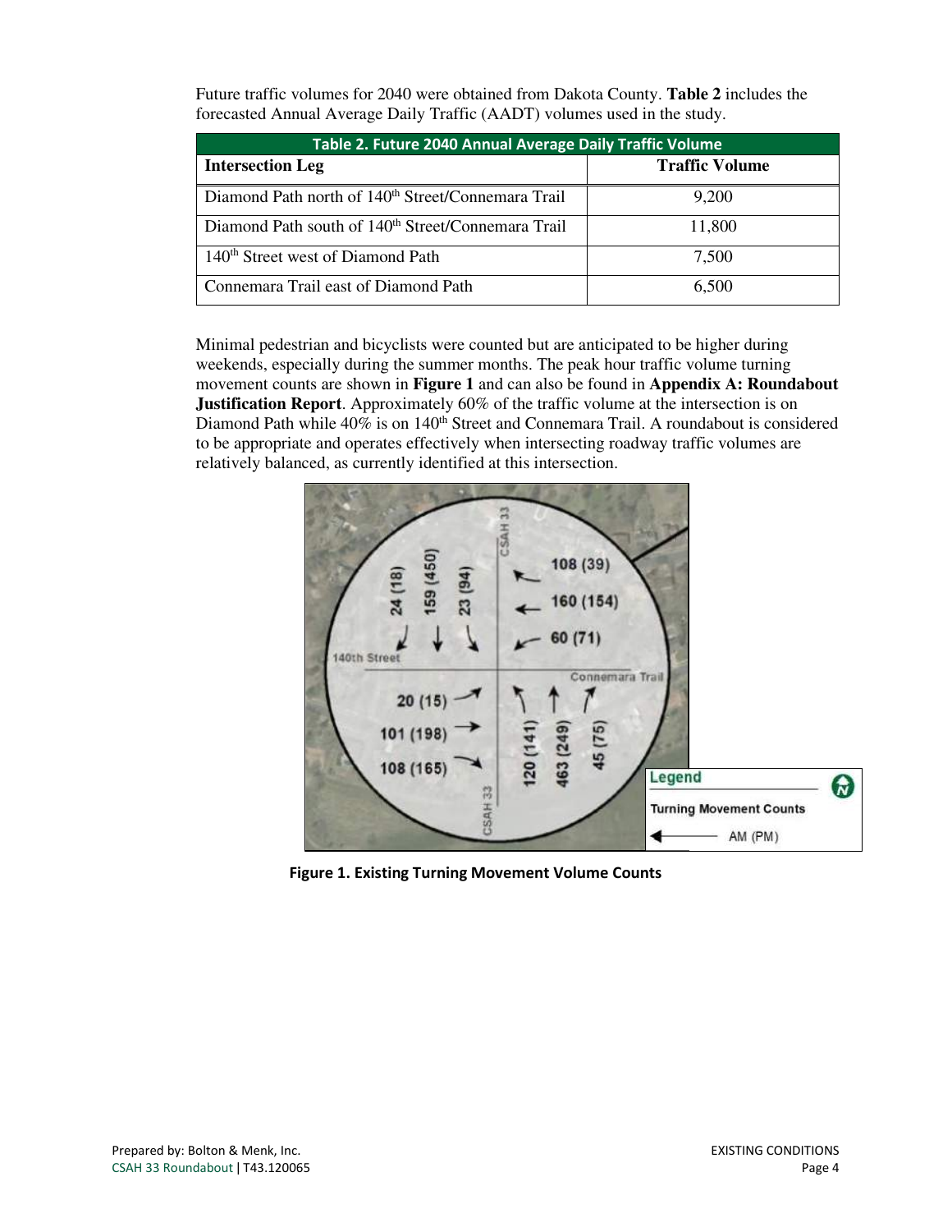Future traffic volumes for 2040 were obtained from Dakota County. **Table 2** includes the forecasted Annual Average Daily Traffic (AADT) volumes used in the study.

**Table 2. Future 2040 Annual Average Daily Traffic Volume**

| Intersection Leg | Traffic Volume |
|---|---|
| Diamond Path north of 140th Street/Connemara Trail | 9,200 |
| Diamond Path south of 140th Street/Connemara Trail | 11,800 |
| 140th Street west of Diamond Path | 7,500 |
| Connemara Trail east of Diamond Path | 6,500 |

Minimal pedestrian and bicyclists were counted but are anticipated to be higher during weekends, especially during the summer months. The peak hour traffic volume turning movement counts are shown in **Figure 1** and can also be found in **Appendix A: Roundabout Justification Report**. Approximately 60% of the traffic volume at the intersection is on Diamond Path while 40% is on 140th Street and Connemara Trail. A roundabout is considered to be appropriate and operates effectively when intersecting roadway traffic volumes are relatively balanced, as currently identified at this intersection.

**Figure 1. Existing Turning Movement Volume Counts**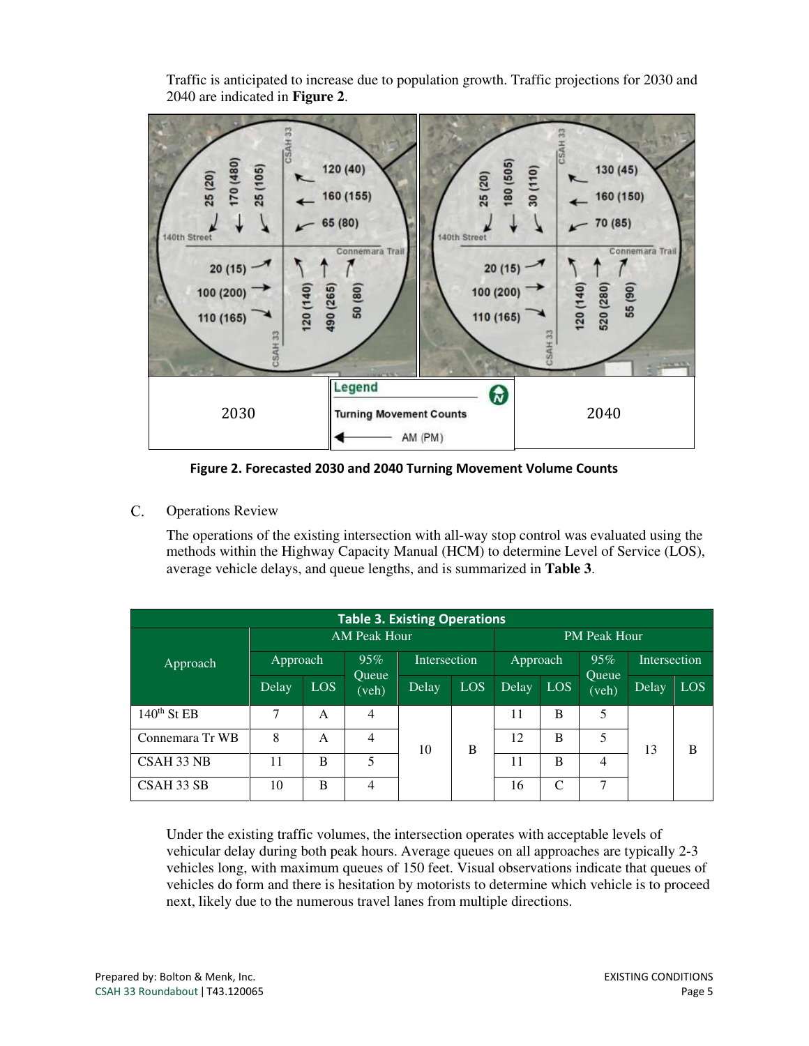Traffic is anticipated to increase due to population growth. Traffic projections for 2030 and 2040 are indicated in **Figure 2**.

**Figure 2. Forecasted 2030 and 2040 Turning Movement Volume Counts**

C. Operations Review

The operations of the existing intersection with all-way stop control was evaluated using the methods within the Highway Capacity Manual (HCM) to determine Level of Service (LOS), average vehicle delays, and queue lengths, and is summarized in **Table 3**.

**Table 3. Existing Operations**

| Approach | AM Peak Hour | | | | | PM Peak Hour | | | | |
|---|---|---|---|---|---|---|---|---|---|---|
| | Approach | | 95% Queue (veh) | Intersection | | Approach | | 95% Queue (veh) | Intersection | |
| | Delay | LOS | | Delay | LOS | Delay | LOS | | Delay | LOS |
| 140th St EB | 7 | A | 4 | 10 | B | 11 | B | 5 | 13 | B |
| Connemara Tr WB | 8 | A | 4 | | | 12 | B | 5 | | |
| CSAH 33 NB | 11 | B | 5 | | | 11 | B | 4 | | |
| CSAH 33 SB | 10 | B | 4 | | | 16 | C | 7 | | |

Under the existing traffic volumes, the intersection operates with acceptable levels of vehicular delay during both peak hours. Average queues on all approaches are typically 2-3 vehicles long, with maximum queues of 150 feet. Visual observations indicate that queues of vehicles do form and there is hesitation by motorists to determine which vehicle is to proceed next, likely due to the numerous travel lanes from multiple directions.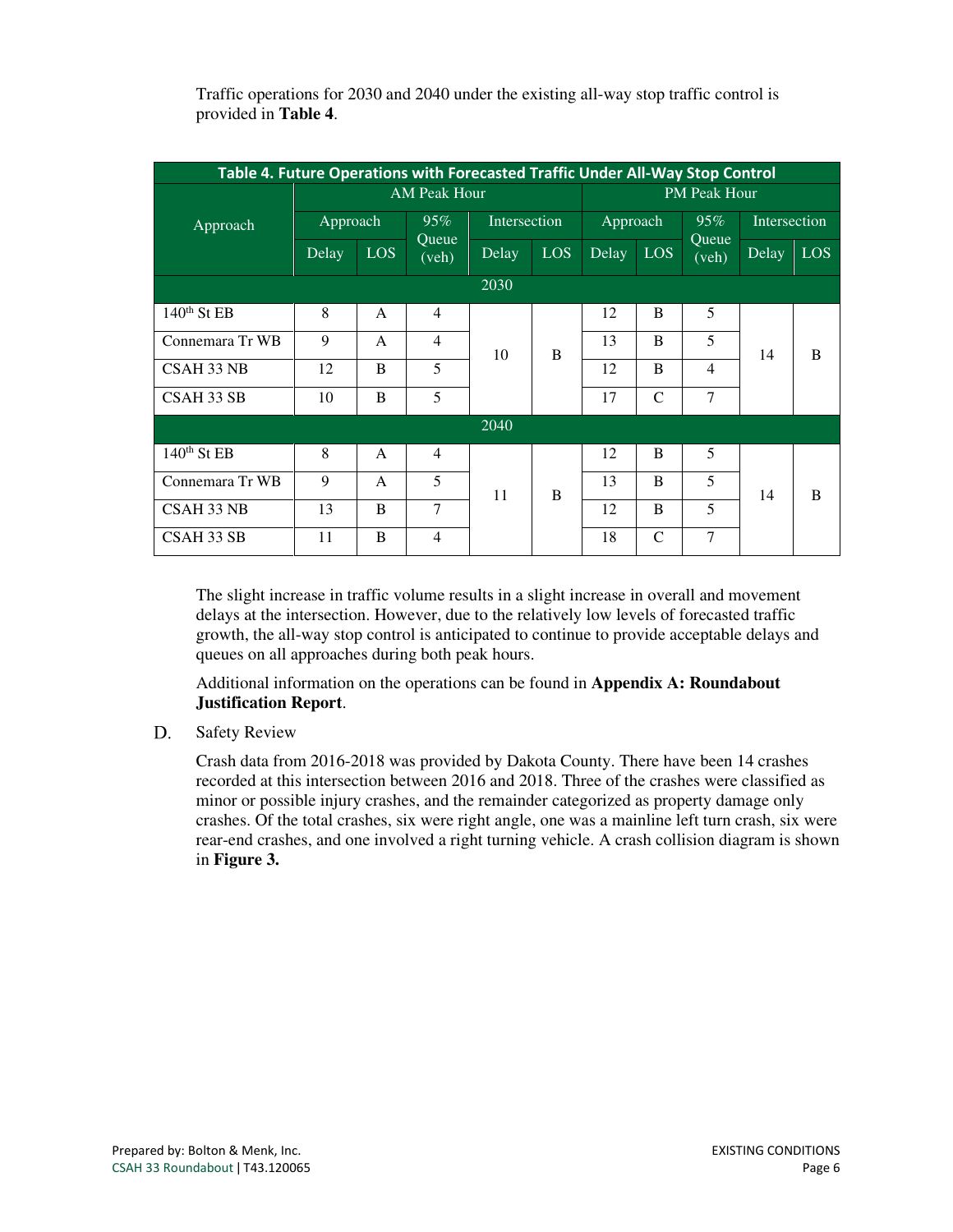Traffic operations for 2030 and 2040 under the existing all-way stop traffic control is provided in **Table 4**.

**Table 4. Future Operations with Forecasted Traffic Under All-Way Stop Control**

| Approach | AM Peak Hour | | | | | PM Peak Hour | | | | |
|---|---|---|---|---|---|---|---|---|---|---|
| | Approach | | 95% Queue (veh) | Intersection | | Approach | | 95% Queue (veh) | Intersection | |
| | Delay | LOS | | Delay | LOS | Delay | LOS | | Delay | LOS |
| **2030** | | | | | | | | | | |
| 140th St EB | 8 | A | 4 | 10 | B | 12 | B | 5 | 14 | B |
| Connemara Tr WB | 9 | A | 4 | | | 13 | B | 5 | | |
| CSAH 33 NB | 12 | B | 5 | | | 12 | B | 4 | | |
| CSAH 33 SB | 10 | B | 5 | | | 17 | C | 7 | | |
| **2040** | | | | | | | | | | |
| 140th St EB | 8 | A | 4 | 11 | B | 12 | B | 5 | 14 | B |
| Connemara Tr WB | 9 | A | 5 | | | 13 | B | 5 | | |
| CSAH 33 NB | 13 | B | 7 | | | 12 | B | 5 | | |
| CSAH 33 SB | 11 | B | 4 | | | 18 | C | 7 | | |

The slight increase in traffic volume results in a slight increase in overall and movement delays at the intersection. However, due to the relatively low levels of forecasted traffic growth, the all-way stop control is anticipated to continue to provide acceptable delays and queues on all approaches during both peak hours.

Additional information on the operations can be found in **Appendix A: Roundabout Justification Report**.

D. Safety Review

Crash data from 2016-2018 was provided by Dakota County. There have been 14 crashes recorded at this intersection between 2016 and 2018. Three of the crashes were classified as minor or possible injury crashes, and the remainder categorized as property damage only crashes. Of the total crashes, six were right angle, one was a mainline left turn crash, six were rear-end crashes, and one involved a right turning vehicle. A crash collision diagram is shown in **Figure 3.**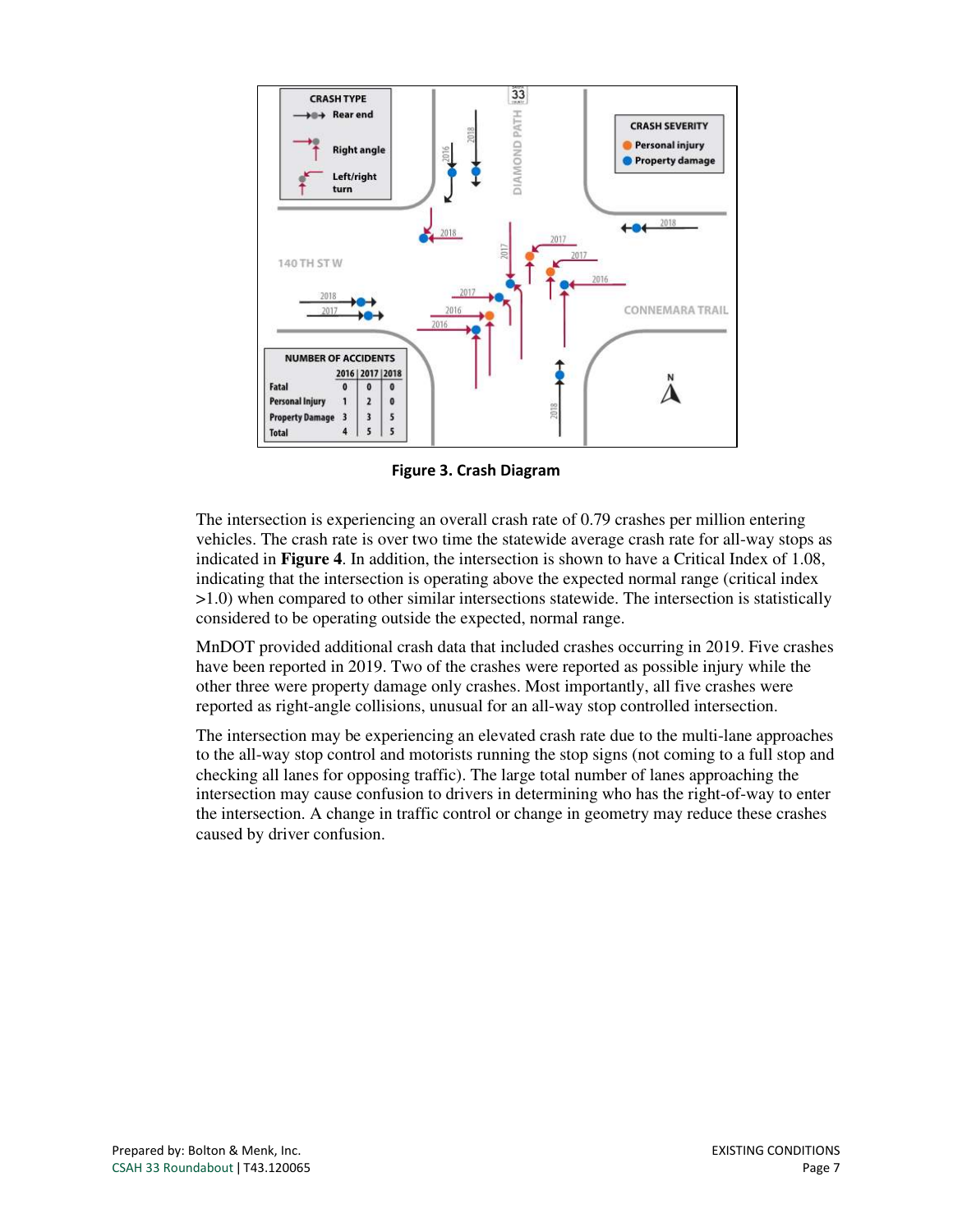**Figure 3. Crash Diagram**

The intersection is experiencing an overall crash rate of 0.79 crashes per million entering vehicles. The crash rate is over two time the statewide average crash rate for all-way stops as indicated in **Figure 4**. In addition, the intersection is shown to have a Critical Index of 1.08, indicating that the intersection is operating above the expected normal range (critical index >1.0) when compared to other similar intersections statewide. The intersection is statistically considered to be operating outside the expected, normal range.

MnDOT provided additional crash data that included crashes occurring in 2019. Five crashes have been reported in 2019. Two of the crashes were reported as possible injury while the other three were property damage only crashes. Most importantly, all five crashes were reported as right-angle collisions, unusual for an all-way stop controlled intersection.

The intersection may be experiencing an elevated crash rate due to the multi-lane approaches to the all-way stop control and motorists running the stop signs (not coming to a full stop and checking all lanes for opposing traffic). The large total number of lanes approaching the intersection may cause confusion to drivers in determining who has the right-of-way to enter the intersection. A change in traffic control or change in geometry may reduce these crashes caused by driver confusion.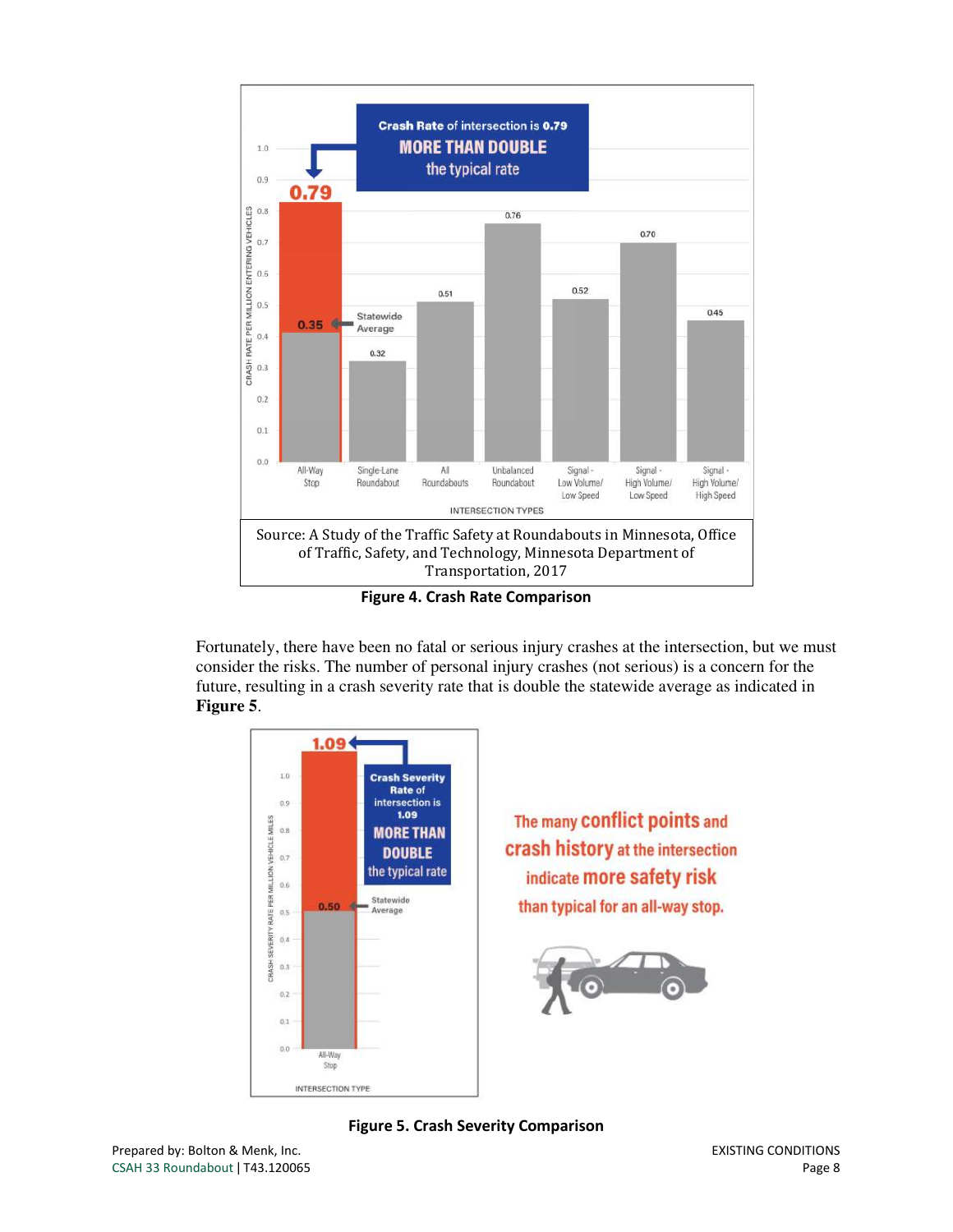Source: A Study of the Traffic Safety at Roundabouts in Minnesota, Office of Traffic, Safety, and Technology, Minnesota Department of Transportation, 2017

**Figure 4. Crash Rate Comparison**

Fortunately, there have been no fatal or serious injury crashes at the intersection, but we must consider the risks. The number of personal injury crashes (not serious) is a concern for the future, resulting in a crash severity rate that is double the statewide average as indicated in **Figure 5**.

**Figure 5. Crash Severity Comparison**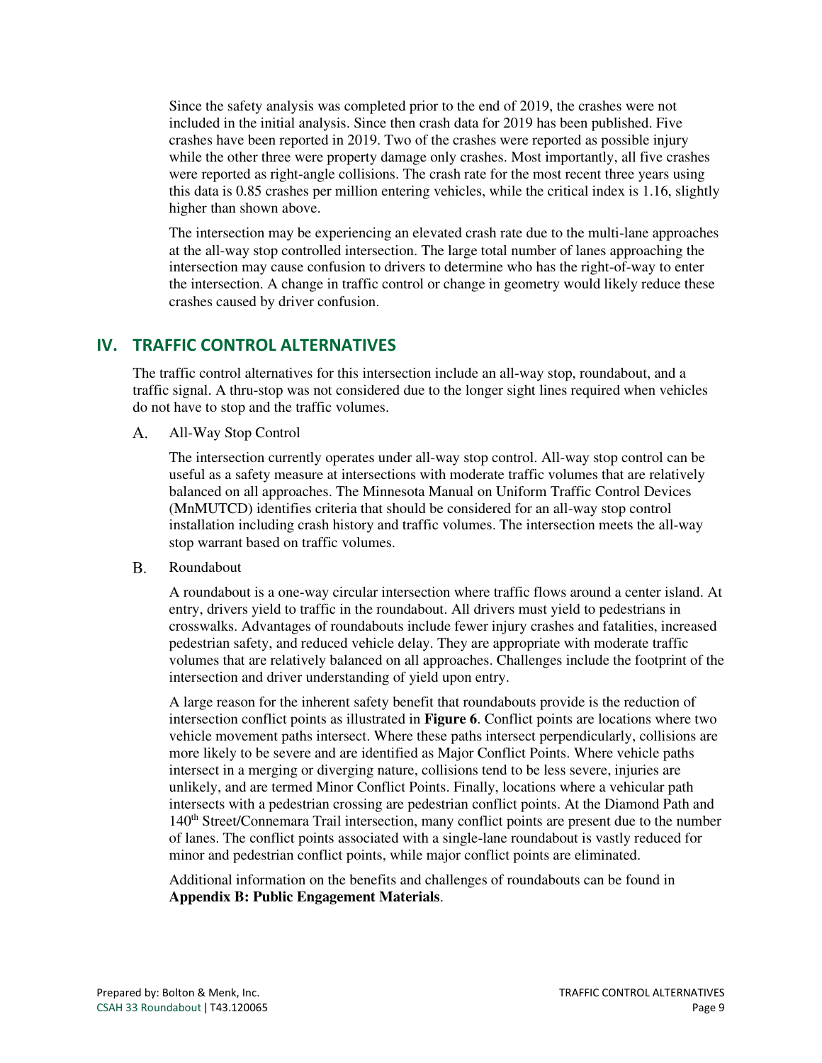Since the safety analysis was completed prior to the end of 2019, the crashes were not included in the initial analysis. Since then crash data for 2019 has been published. Five crashes have been reported in 2019. Two of the crashes were reported as possible injury while the other three were property damage only crashes. Most importantly, all five crashes were reported as right-angle collisions. The crash rate for the most recent three years using this data is 0.85 crashes per million entering vehicles, while the critical index is 1.16, slightly higher than shown above.

The intersection may be experiencing an elevated crash rate due to the multi-lane approaches at the all-way stop controlled intersection. The large total number of lanes approaching the intersection may cause confusion to drivers to determine who has the right-of-way to enter the intersection. A change in traffic control or change in geometry would likely reduce these crashes caused by driver confusion.

## IV. TRAFFIC CONTROL ALTERNATIVES

The traffic control alternatives for this intersection include an all-way stop, roundabout, and a traffic signal. A thru-stop was not considered due to the longer sight lines required when vehicles do not have to stop and the traffic volumes.

### A. All-Way Stop Control

The intersection currently operates under all-way stop control. All-way stop control can be useful as a safety measure at intersections with moderate traffic volumes that are relatively balanced on all approaches. The Minnesota Manual on Uniform Traffic Control Devices (MnMUTCD) identifies criteria that should be considered for an all-way stop control installation including crash history and traffic volumes. The intersection meets the all-way stop warrant based on traffic volumes.

### B. Roundabout

A roundabout is a one-way circular intersection where traffic flows around a center island. At entry, drivers yield to traffic in the roundabout. All drivers must yield to pedestrians in crosswalks. Advantages of roundabouts include fewer injury crashes and fatalities, increased pedestrian safety, and reduced vehicle delay. They are appropriate with moderate traffic volumes that are relatively balanced on all approaches. Challenges include the footprint of the intersection and driver understanding of yield upon entry.

A large reason for the inherent safety benefit that roundabouts provide is the reduction of intersection conflict points as illustrated in **Figure 6**. Conflict points are locations where two vehicle movement paths intersect. Where these paths intersect perpendicularly, collisions are more likely to be severe and are identified as Major Conflict Points. Where vehicle paths intersect in a merging or diverging nature, collisions tend to be less severe, injuries are unlikely, and are termed Minor Conflict Points. Finally, locations where a vehicular path intersects with a pedestrian crossing are pedestrian conflict points. At the Diamond Path and 140th Street/Connemara Trail intersection, many conflict points are present due to the number of lanes. The conflict points associated with a single-lane roundabout is vastly reduced for minor and pedestrian conflict points, while major conflict points are eliminated.

Additional information on the benefits and challenges of roundabouts can be found in **Appendix B: Public Engagement Materials**.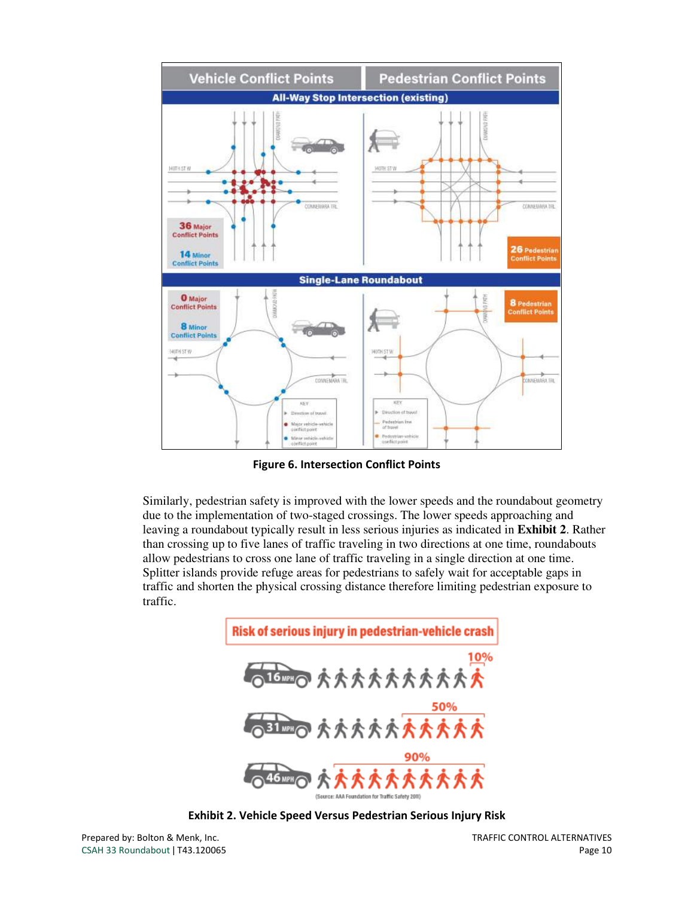**Figure 6. Intersection Conflict Points**

Similarly, pedestrian safety is improved with the lower speeds and the roundabout geometry due to the implementation of two-staged crossings. The lower speeds approaching and leaving a roundabout typically result in less serious injuries as indicated in **Exhibit 2**. Rather than crossing up to five lanes of traffic traveling in two directions at one time, roundabouts allow pedestrians to cross one lane of traffic traveling in a single direction at one time. Splitter islands provide refuge areas for pedestrians to safely wait for acceptable gaps in traffic and shorten the physical crossing distance therefore limiting pedestrian exposure to traffic.

**Exhibit 2. Vehicle Speed Versus Pedestrian Serious Injury Risk**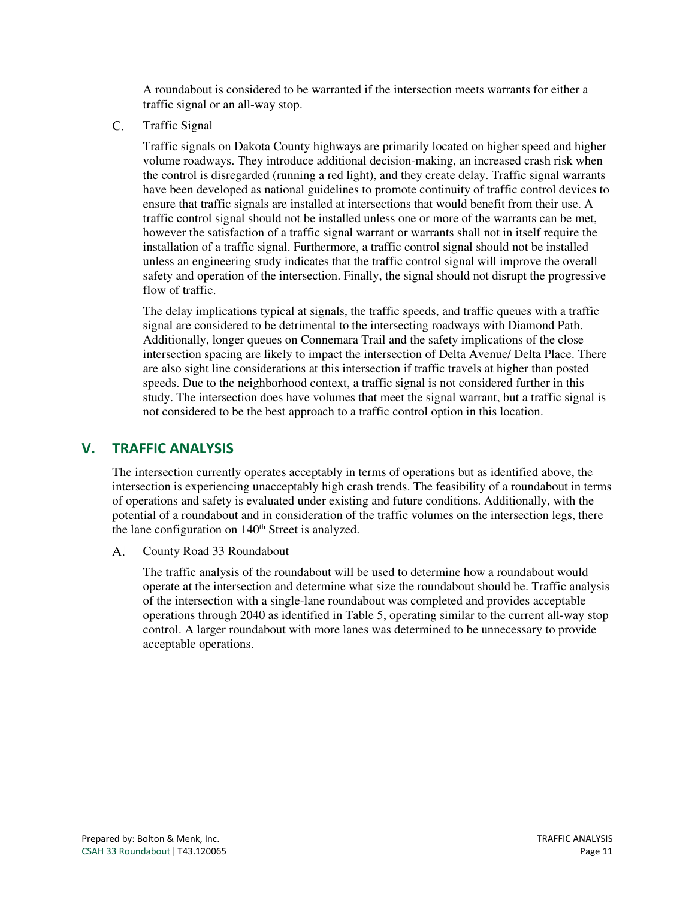A roundabout is considered to be warranted if the intersection meets warrants for either a traffic signal or an all-way stop.

C. Traffic Signal

Traffic signals on Dakota County highways are primarily located on higher speed and higher volume roadways. They introduce additional decision-making, an increased crash risk when the control is disregarded (running a red light), and they create delay. Traffic signal warrants have been developed as national guidelines to promote continuity of traffic control devices to ensure that traffic signals are installed at intersections that would benefit from their use. A traffic control signal should not be installed unless one or more of the warrants can be met, however the satisfaction of a traffic signal warrant or warrants shall not in itself require the installation of a traffic signal. Furthermore, a traffic control signal should not be installed unless an engineering study indicates that the traffic control signal will improve the overall safety and operation of the intersection. Finally, the signal should not disrupt the progressive flow of traffic.

The delay implications typical at signals, the traffic speeds, and traffic queues with a traffic signal are considered to be detrimental to the intersecting roadways with Diamond Path. Additionally, longer queues on Connemara Trail and the safety implications of the close intersection spacing are likely to impact the intersection of Delta Avenue/ Delta Place. There are also sight line considerations at this intersection if traffic travels at higher than posted speeds. Due to the neighborhood context, a traffic signal is not considered further in this study. The intersection does have volumes that meet the signal warrant, but a traffic signal is not considered to be the best approach to a traffic control option in this location.

## V. TRAFFIC ANALYSIS

The intersection currently operates acceptably in terms of operations but as identified above, the intersection is experiencing unacceptably high crash trends. The feasibility of a roundabout in terms of operations and safety is evaluated under existing and future conditions. Additionally, with the potential of a roundabout and in consideration of the traffic volumes on the intersection legs, there the lane configuration on 140th Street is analyzed.

A. County Road 33 Roundabout

The traffic analysis of the roundabout will be used to determine how a roundabout would operate at the intersection and determine what size the roundabout should be. Traffic analysis of the intersection with a single-lane roundabout was completed and provides acceptable operations through 2040 as identified in Table 5, operating similar to the current all-way stop control. A larger roundabout with more lanes was determined to be unnecessary to provide acceptable operations.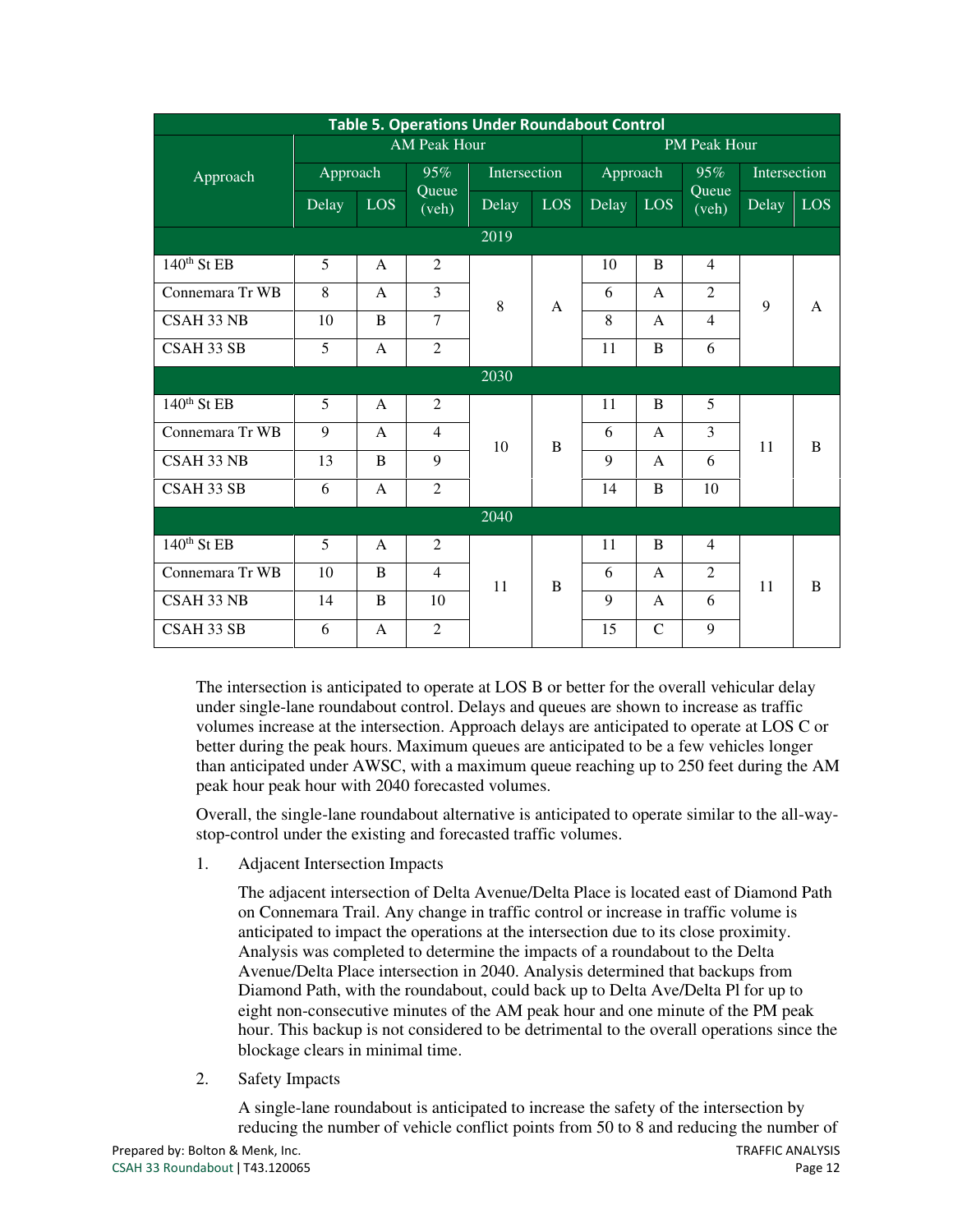**Table 5. Operations Under Roundabout Control**

| Approach | AM Peak Hour | | | | | PM Peak Hour | | | | |
|---|---|---|---|---|---|---|---|---|---|---|
| | Approach | | 95% Queue (veh) | Intersection | | Approach | | 95% Queue (veh) | Intersection | |
| | Delay | LOS | | Delay | LOS | Delay | LOS | | Delay | LOS |
| **2019** | | | | | | | | | | |
| 140th St EB | 5 | A | 2 | 8 | A | 10 | B | 4 | 9 | A |
| Connemara Tr WB | 8 | A | 3 | | | 6 | A | 2 | | |
| CSAH 33 NB | 10 | B | 7 | | | 8 | A | 4 | | |
| CSAH 33 SB | 5 | A | 2 | | | 11 | B | 6 | | |
| **2030** | | | | | | | | | | |
| 140th St EB | 5 | A | 2 | 10 | B | 11 | B | 5 | 11 | B |
| Connemara Tr WB | 9 | A | 4 | | | 6 | A | 3 | | |
| CSAH 33 NB | 13 | B | 9 | | | 9 | A | 6 | | |
| CSAH 33 SB | 6 | A | 2 | | | 14 | B | 10 | | |
| **2040** | | | | | | | | | | |
| 140th St EB | 5 | A | 2 | 11 | B | 11 | B | 4 | 11 | B |
| Connemara Tr WB | 10 | B | 4 | | | 6 | A | 2 | | |
| CSAH 33 NB | 14 | B | 10 | | | 9 | A | 6 | | |
| CSAH 33 SB | 6 | A | 2 | | | 15 | C | 9 | | |

The intersection is anticipated to operate at LOS B or better for the overall vehicular delay under single-lane roundabout control. Delays and queues are shown to increase as traffic volumes increase at the intersection. Approach delays are anticipated to operate at LOS C or better during the peak hours. Maximum queues are anticipated to be a few vehicles longer than anticipated under AWSC, with a maximum queue reaching up to 250 feet during the AM peak hour peak hour with 2040 forecasted volumes.

Overall, the single-lane roundabout alternative is anticipated to operate similar to the all-way-stop-control under the existing and forecasted traffic volumes.

1. Adjacent Intersection Impacts

   The adjacent intersection of Delta Avenue/Delta Place is located east of Diamond Path on Connemara Trail. Any change in traffic control or increase in traffic volume is anticipated to impact the operations at the intersection due to its close proximity. Analysis was completed to determine the impacts of a roundabout to the Delta Avenue/Delta Place intersection in 2040. Analysis determined that backups from Diamond Path, with the roundabout, could back up to Delta Ave/Delta Pl for up to eight non-consecutive minutes of the AM peak hour and one minute of the PM peak hour. This backup is not considered to be detrimental to the overall operations since the blockage clears in minimal time.

2. Safety Impacts

   A single-lane roundabout is anticipated to increase the safety of the intersection by reducing the number of vehicle conflict points from 50 to 8 and reducing the number of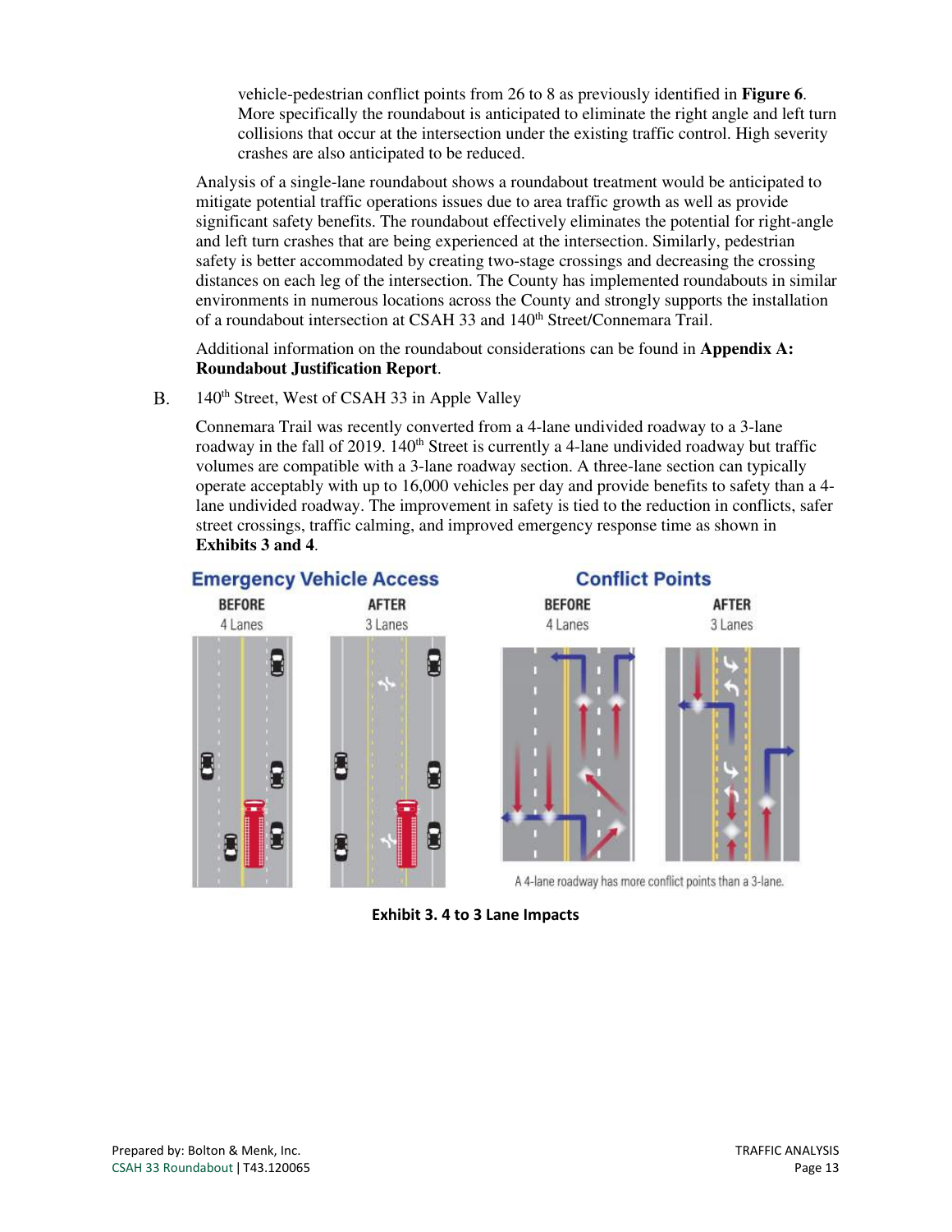vehicle-pedestrian conflict points from 26 to 8 as previously identified in **Figure 6**. More specifically the roundabout is anticipated to eliminate the right angle and left turn collisions that occur at the intersection under the existing traffic control. High severity crashes are also anticipated to be reduced.

Analysis of a single-lane roundabout shows a roundabout treatment would be anticipated to mitigate potential traffic operations issues due to area traffic growth as well as provide significant safety benefits. The roundabout effectively eliminates the potential for right-angle and left turn crashes that are being experienced at the intersection. Similarly, pedestrian safety is better accommodated by creating two-stage crossings and decreasing the crossing distances on each leg of the intersection. The County has implemented roundabouts in similar environments in numerous locations across the County and strongly supports the installation of a roundabout intersection at CSAH 33 and 140th Street/Connemara Trail.

Additional information on the roundabout considerations can be found in **Appendix A: Roundabout Justification Report**.

B. 140th Street, West of CSAH 33 in Apple Valley

Connemara Trail was recently converted from a 4-lane undivided roadway to a 3-lane roadway in the fall of 2019. 140th Street is currently a 4-lane undivided roadway but traffic volumes are compatible with a 3-lane roadway section. A three-lane section can typically operate acceptably with up to 16,000 vehicles per day and provide benefits to safety than a 4-lane undivided roadway. The improvement in safety is tied to the reduction in conflicts, safer street crossings, traffic calming, and improved emergency response time as shown in **Exhibits 3 and 4**.

**Emergency Vehicle Access** — BEFORE 4 Lanes / AFTER 3 Lanes

**Conflict Points** — BEFORE 4 Lanes / AFTER 3 Lanes

A 4-lane roadway has more conflict points than a 3-lane.

**Exhibit 3. 4 to 3 Lane Impacts**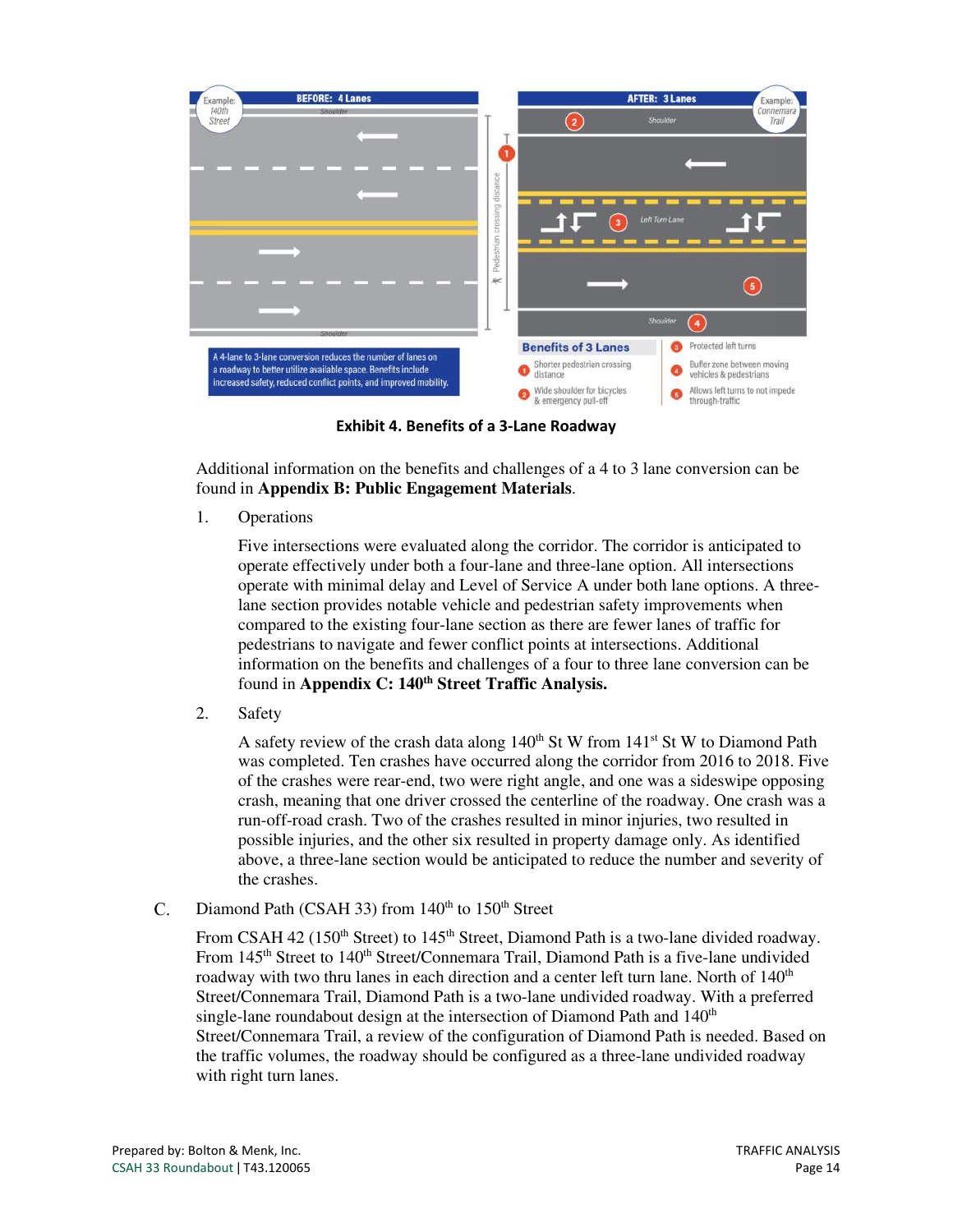BEFORE: 4 Lanes

Example: 140th Street

A 4-lane to 3-lane conversion reduces the number of lanes on a roadway to better utilize available space. Benefits include increased safety, reduced conflict points, and improved mobility.

AFTER: 3 Lanes

Example: Connemara Trail

**Benefits of 3 Lanes**

1. Shorter pedestrian crossing distance
2. Wide shoulder for bicycles & emergency pull-off
3. Protected left turns
4. Buffer zone between moving vehicles & pedestrians
5. Allows left turns to not impede through-traffic

**Exhibit 4. Benefits of a 3-Lane Roadway**

Additional information on the benefits and challenges of a 4 to 3 lane conversion can be found in **Appendix B: Public Engagement Materials**.

1. Operations

   Five intersections were evaluated along the corridor. The corridor is anticipated to operate effectively under both a four-lane and three-lane option. All intersections operate with minimal delay and Level of Service A under both lane options. A three-lane section provides notable vehicle and pedestrian safety improvements when compared to the existing four-lane section as there are fewer lanes of traffic for pedestrians to navigate and fewer conflict points at intersections. Additional information on the benefits and challenges of a four to three lane conversion can be found in **Appendix C: 140th Street Traffic Analysis.**

2. Safety

   A safety review of the crash data along 140th St W from 141st St W to Diamond Path was completed. Ten crashes have occurred along the corridor from 2016 to 2018. Five of the crashes were rear-end, two were right angle, and one was a sideswipe opposing crash, meaning that one driver crossed the centerline of the roadway. One crash was a run-off-road crash. Two of the crashes resulted in minor injuries, two resulted in possible injuries, and the other six resulted in property damage only. As identified above, a three-lane section would be anticipated to reduce the number and severity of the crashes.

C. Diamond Path (CSAH 33) from 140th to 150th Street

From CSAH 42 (150th Street) to 145th Street, Diamond Path is a two-lane divided roadway. From 145th Street to 140th Street/Connemara Trail, Diamond Path is a five-lane undivided roadway with two thru lanes in each direction and a center left turn lane. North of 140th Street/Connemara Trail, Diamond Path is a two-lane undivided roadway. With a preferred single-lane roundabout design at the intersection of Diamond Path and 140th Street/Connemara Trail, a review of the configuration of Diamond Path is needed. Based on the traffic volumes, the roadway should be configured as a three-lane undivided roadway with right turn lanes.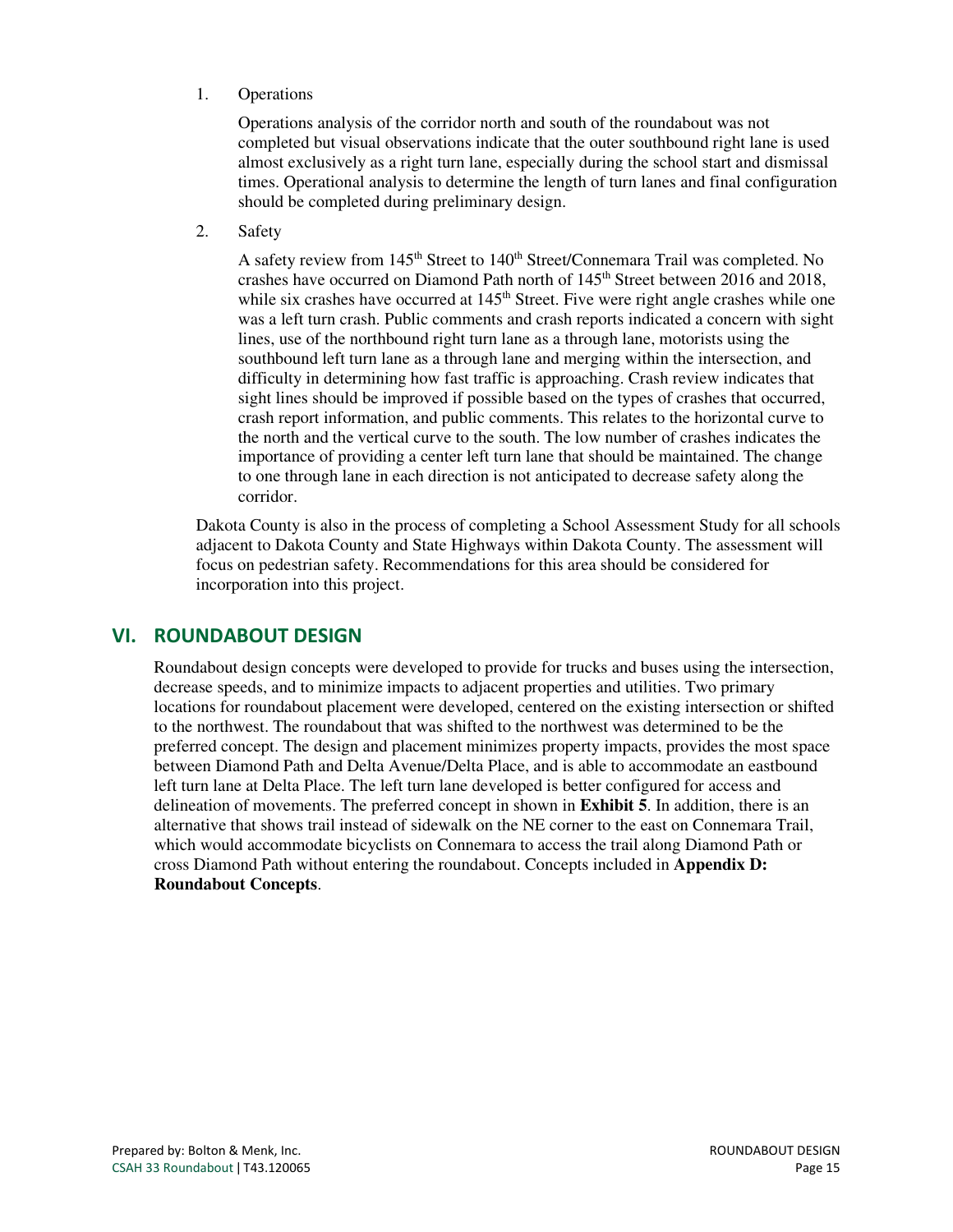1. Operations

   Operations analysis of the corridor north and south of the roundabout was not completed but visual observations indicate that the outer southbound right lane is used almost exclusively as a right turn lane, especially during the school start and dismissal times. Operational analysis to determine the length of turn lanes and final configuration should be completed during preliminary design.

2. Safety

   A safety review from 145th Street to 140th Street/Connemara Trail was completed. No crashes have occurred on Diamond Path north of 145th Street between 2016 and 2018, while six crashes have occurred at 145th Street. Five were right angle crashes while one was a left turn crash. Public comments and crash reports indicated a concern with sight lines, use of the northbound right turn lane as a through lane, motorists using the southbound left turn lane as a through lane and merging within the intersection, and difficulty in determining how fast traffic is approaching. Crash review indicates that sight lines should be improved if possible based on the types of crashes that occurred, crash report information, and public comments. This relates to the horizontal curve to the north and the vertical curve to the south. The low number of crashes indicates the importance of providing a center left turn lane that should be maintained. The change to one through lane in each direction is not anticipated to decrease safety along the corridor.

Dakota County is also in the process of completing a School Assessment Study for all schools adjacent to Dakota County and State Highways within Dakota County. The assessment will focus on pedestrian safety. Recommendations for this area should be considered for incorporation into this project.

## VI. ROUNDABOUT DESIGN

Roundabout design concepts were developed to provide for trucks and buses using the intersection, decrease speeds, and to minimize impacts to adjacent properties and utilities. Two primary locations for roundabout placement were developed, centered on the existing intersection or shifted to the northwest. The roundabout that was shifted to the northwest was determined to be the preferred concept. The design and placement minimizes property impacts, provides the most space between Diamond Path and Delta Avenue/Delta Place, and is able to accommodate an eastbound left turn lane at Delta Place. The left turn lane developed is better configured for access and delineation of movements. The preferred concept in shown in **Exhibit 5**. In addition, there is an alternative that shows trail instead of sidewalk on the NE corner to the east on Connemara Trail, which would accommodate bicyclists on Connemara to access the trail along Diamond Path or cross Diamond Path without entering the roundabout. Concepts included in **Appendix D: Roundabout Concepts**.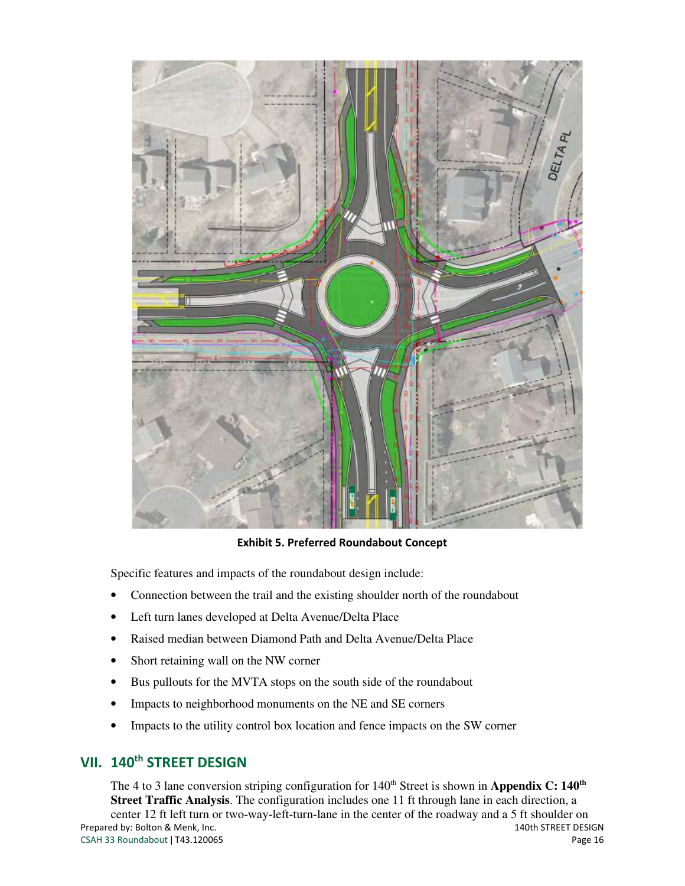Exhibit 5. Preferred Roundabout Concept

Specific features and impacts of the roundabout design include:

- Connection between the trail and the existing shoulder north of the roundabout
- Left turn lanes developed at Delta Avenue/Delta Place
- Raised median between Diamond Path and Delta Avenue/Delta Place
- Short retaining wall on the NW corner
- Bus pullouts for the MVTA stops on the south side of the roundabout
- Impacts to neighborhood monuments on the NE and SE corners
- Impacts to the utility control box location and fence impacts on the SW corner

## VII. 140th STREET DESIGN

The 4 to 3 lane conversion striping configuration for 140th Street is shown in **Appendix C: 140th Street Traffic Analysis**. The configuration includes one 11 ft through lane in each direction, a center 12 ft left turn or two-way-left-turn-lane in the center of the roadway and a 5 ft shoulder on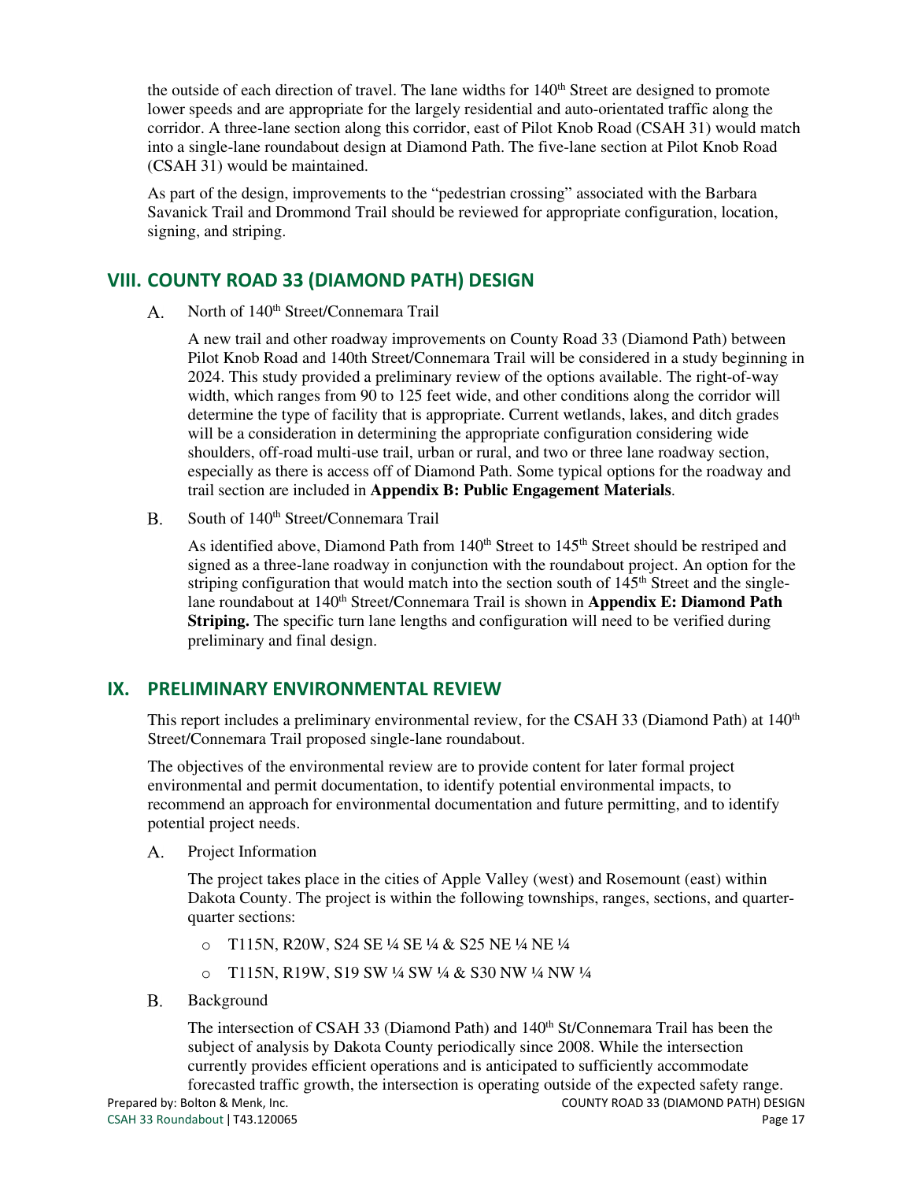the outside of each direction of travel. The lane widths for 140th Street are designed to promote lower speeds and are appropriate for the largely residential and auto-orientated traffic along the corridor. A three-lane section along this corridor, east of Pilot Knob Road (CSAH 31) would match into a single-lane roundabout design at Diamond Path. The five-lane section at Pilot Knob Road (CSAH 31) would be maintained.

As part of the design, improvements to the "pedestrian crossing" associated with the Barbara Savanick Trail and Drommond Trail should be reviewed for appropriate configuration, location, signing, and striping.

## VIII. COUNTY ROAD 33 (DIAMOND PATH) DESIGN

A. North of 140th Street/Connemara Trail

A new trail and other roadway improvements on County Road 33 (Diamond Path) between Pilot Knob Road and 140th Street/Connemara Trail will be considered in a study beginning in 2024. This study provided a preliminary review of the options available. The right-of-way width, which ranges from 90 to 125 feet wide, and other conditions along the corridor will determine the type of facility that is appropriate. Current wetlands, lakes, and ditch grades will be a consideration in determining the appropriate configuration considering wide shoulders, off-road multi-use trail, urban or rural, and two or three lane roadway section, especially as there is access off of Diamond Path. Some typical options for the roadway and trail section are included in **Appendix B: Public Engagement Materials**.

B. South of 140th Street/Connemara Trail

As identified above, Diamond Path from 140th Street to 145th Street should be restriped and signed as a three-lane roadway in conjunction with the roundabout project. An option for the striping configuration that would match into the section south of 145th Street and the single-lane roundabout at 140th Street/Connemara Trail is shown in **Appendix E: Diamond Path Striping.** The specific turn lane lengths and configuration will need to be verified during preliminary and final design.

## IX. PRELIMINARY ENVIRONMENTAL REVIEW

This report includes a preliminary environmental review, for the CSAH 33 (Diamond Path) at 140th Street/Connemara Trail proposed single-lane roundabout.

The objectives of the environmental review are to provide content for later formal project environmental and permit documentation, to identify potential environmental impacts, to recommend an approach for environmental documentation and future permitting, and to identify potential project needs.

A. Project Information

The project takes place in the cities of Apple Valley (west) and Rosemount (east) within Dakota County. The project is within the following townships, ranges, sections, and quarter-quarter sections:

- T115N, R20W, S24 SE ¼ SE ¼ & S25 NE ¼ NE ¼
- T115N, R19W, S19 SW ¼ SW ¼ & S30 NW ¼ NW ¼

B. Background

The intersection of CSAH 33 (Diamond Path) and 140th St/Connemara Trail has been the subject of analysis by Dakota County periodically since 2008. While the intersection currently provides efficient operations and is anticipated to sufficiently accommodate forecasted traffic growth, the intersection is operating outside of the expected safety range.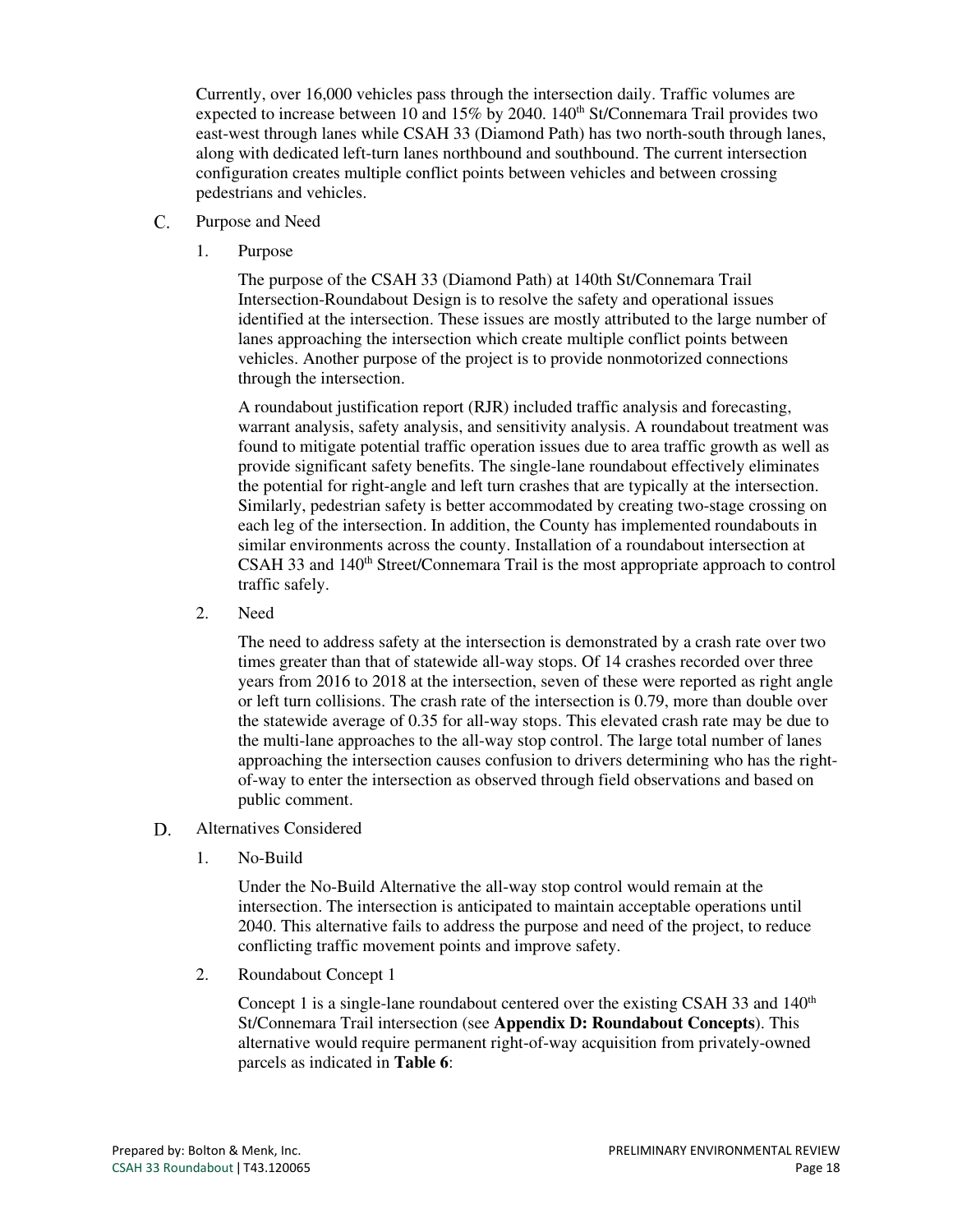Currently, over 16,000 vehicles pass through the intersection daily. Traffic volumes are expected to increase between 10 and 15% by 2040. 140th St/Connemara Trail provides two east-west through lanes while CSAH 33 (Diamond Path) has two north-south through lanes, along with dedicated left-turn lanes northbound and southbound. The current intersection configuration creates multiple conflict points between vehicles and between crossing pedestrians and vehicles.

C. Purpose and Need

1. Purpose

The purpose of the CSAH 33 (Diamond Path) at 140th St/Connemara Trail Intersection-Roundabout Design is to resolve the safety and operational issues identified at the intersection. These issues are mostly attributed to the large number of lanes approaching the intersection which create multiple conflict points between vehicles. Another purpose of the project is to provide nonmotorized connections through the intersection.

A roundabout justification report (RJR) included traffic analysis and forecasting, warrant analysis, safety analysis, and sensitivity analysis. A roundabout treatment was found to mitigate potential traffic operation issues due to area traffic growth as well as provide significant safety benefits. The single-lane roundabout effectively eliminates the potential for right-angle and left turn crashes that are typically at the intersection. Similarly, pedestrian safety is better accommodated by creating two-stage crossing on each leg of the intersection. In addition, the County has implemented roundabouts in similar environments across the county. Installation of a roundabout intersection at CSAH 33 and 140th Street/Connemara Trail is the most appropriate approach to control traffic safely.

2. Need

The need to address safety at the intersection is demonstrated by a crash rate over two times greater than that of statewide all-way stops. Of 14 crashes recorded over three years from 2016 to 2018 at the intersection, seven of these were reported as right angle or left turn collisions. The crash rate of the intersection is 0.79, more than double over the statewide average of 0.35 for all-way stops. This elevated crash rate may be due to the multi-lane approaches to the all-way stop control. The large total number of lanes approaching the intersection causes confusion to drivers determining who has the right-of-way to enter the intersection as observed through field observations and based on public comment.

D. Alternatives Considered

1. No-Build

Under the No-Build Alternative the all-way stop control would remain at the intersection. The intersection is anticipated to maintain acceptable operations until 2040. This alternative fails to address the purpose and need of the project, to reduce conflicting traffic movement points and improve safety.

2. Roundabout Concept 1

Concept 1 is a single-lane roundabout centered over the existing CSAH 33 and 140th St/Connemara Trail intersection (see **Appendix D: Roundabout Concepts**). This alternative would require permanent right-of-way acquisition from privately-owned parcels as indicated in **Table 6**: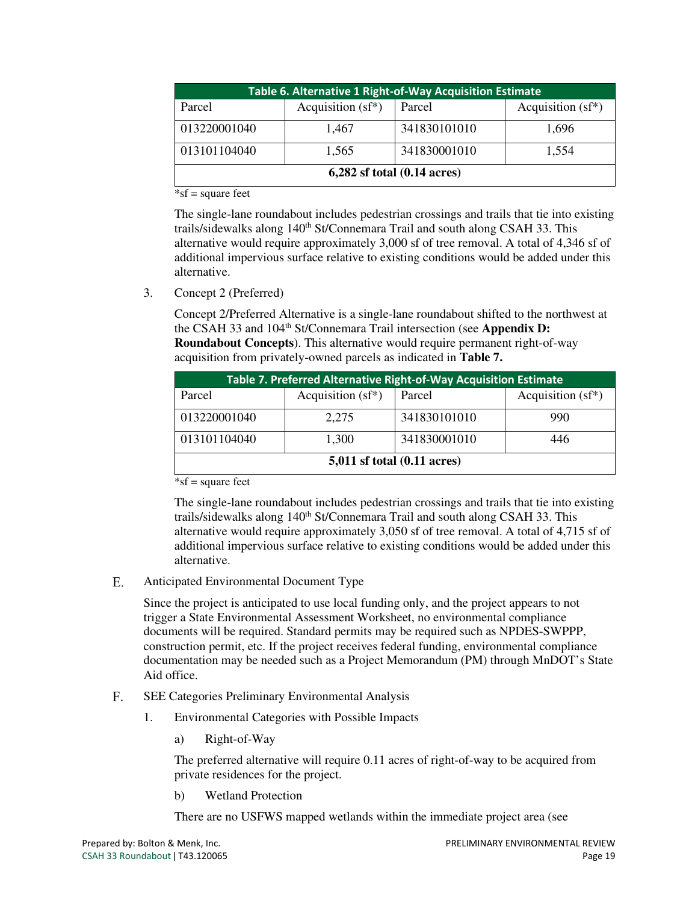| Table 6. Alternative 1 Right-of-Way Acquisition Estimate | | | |
|---|---|---|---|
| Parcel | Acquisition (sf*) | Parcel | Acquisition (sf*) |
| 013220001040 | 1,467 | 341830101010 | 1,696 |
| 013101104040 | 1,565 | 341830001010 | 1,554 |
| **6,282 sf total (0.14 acres)** | | | |

*sf = square feet

The single-lane roundabout includes pedestrian crossings and trails that tie into existing trails/sidewalks along 140th St/Connemara Trail and south along CSAH 33. This alternative would require approximately 3,000 sf of tree removal. A total of 4,346 sf of additional impervious surface relative to existing conditions would be added under this alternative.

3. Concept 2 (Preferred)

Concept 2/Preferred Alternative is a single-lane roundabout shifted to the northwest at the CSAH 33 and 104th St/Connemara Trail intersection (see **Appendix D: Roundabout Concepts**). This alternative would require permanent right-of-way acquisition from privately-owned parcels as indicated in **Table 7.**

| Table 7. Preferred Alternative Right-of-Way Acquisition Estimate | | | |
|---|---|---|---|
| Parcel | Acquisition (sf*) | Parcel | Acquisition (sf*) |
| 013220001040 | 2,275 | 341830101010 | 990 |
| 013101104040 | 1,300 | 341830001010 | 446 |
| **5,011 sf total (0.11 acres)** | | | |

*sf = square feet

The single-lane roundabout includes pedestrian crossings and trails that tie into existing trails/sidewalks along 140th St/Connemara Trail and south along CSAH 33. This alternative would require approximately 3,050 sf of tree removal. A total of 4,715 sf of additional impervious surface relative to existing conditions would be added under this alternative.

E. Anticipated Environmental Document Type

Since the project is anticipated to use local funding only, and the project appears to not trigger a State Environmental Assessment Worksheet, no environmental compliance documents will be required. Standard permits may be required such as NPDES-SWPPP, construction permit, etc. If the project receives federal funding, environmental compliance documentation may be needed such as a Project Memorandum (PM) through MnDOT's State Aid office.

F. SEE Categories Preliminary Environmental Analysis

1. Environmental Categories with Possible Impacts

a) Right-of-Way

The preferred alternative will require 0.11 acres of right-of-way to be acquired from private residences for the project.

b) Wetland Protection

There are no USFWS mapped wetlands within the immediate project area (see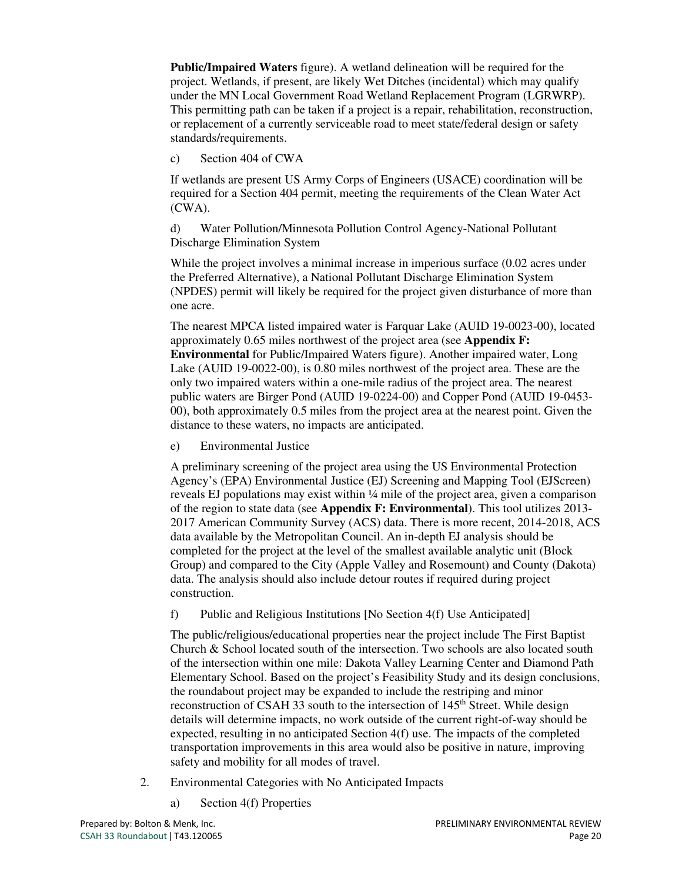**Public/Impaired Waters** figure). A wetland delineation will be required for the project. Wetlands, if present, are likely Wet Ditches (incidental) which may qualify under the MN Local Government Road Wetland Replacement Program (LGRWRP). This permitting path can be taken if a project is a repair, rehabilitation, reconstruction, or replacement of a currently serviceable road to meet state/federal design or safety standards/requirements.

c) Section 404 of CWA

If wetlands are present US Army Corps of Engineers (USACE) coordination will be required for a Section 404 permit, meeting the requirements of the Clean Water Act (CWA).

d) Water Pollution/Minnesota Pollution Control Agency-National Pollutant Discharge Elimination System

While the project involves a minimal increase in imperious surface (0.02 acres under the Preferred Alternative), a National Pollutant Discharge Elimination System (NPDES) permit will likely be required for the project given disturbance of more than one acre.

The nearest MPCA listed impaired water is Farquar Lake (AUID 19-0023-00), located approximately 0.65 miles northwest of the project area (see **Appendix F: Environmental** for Public/Impaired Waters figure). Another impaired water, Long Lake (AUID 19-0022-00), is 0.80 miles northwest of the project area. These are the only two impaired waters within a one-mile radius of the project area. The nearest public waters are Birger Pond (AUID 19-0224-00) and Copper Pond (AUID 19-0453-00), both approximately 0.5 miles from the project area at the nearest point. Given the distance to these waters, no impacts are anticipated.

e) Environmental Justice

A preliminary screening of the project area using the US Environmental Protection Agency's (EPA) Environmental Justice (EJ) Screening and Mapping Tool (EJScreen) reveals EJ populations may exist within ¼ mile of the project area, given a comparison of the region to state data (see **Appendix F: Environmental**). This tool utilizes 2013-2017 American Community Survey (ACS) data. There is more recent, 2014-2018, ACS data available by the Metropolitan Council. An in-depth EJ analysis should be completed for the project at the level of the smallest available analytic unit (Block Group) and compared to the City (Apple Valley and Rosemount) and County (Dakota) data. The analysis should also include detour routes if required during project construction.

f) Public and Religious Institutions [No Section 4(f) Use Anticipated]

The public/religious/educational properties near the project include The First Baptist Church & School located south of the intersection. Two schools are also located south of the intersection within one mile: Dakota Valley Learning Center and Diamond Path Elementary School. Based on the project's Feasibility Study and its design conclusions, the roundabout project may be expanded to include the restriping and minor reconstruction of CSAH 33 south to the intersection of 145th Street. While design details will determine impacts, no work outside of the current right-of-way should be expected, resulting in no anticipated Section 4(f) use. The impacts of the completed transportation improvements in this area would also be positive in nature, improving safety and mobility for all modes of travel.

2. Environmental Categories with No Anticipated Impacts

   a) Section 4(f) Properties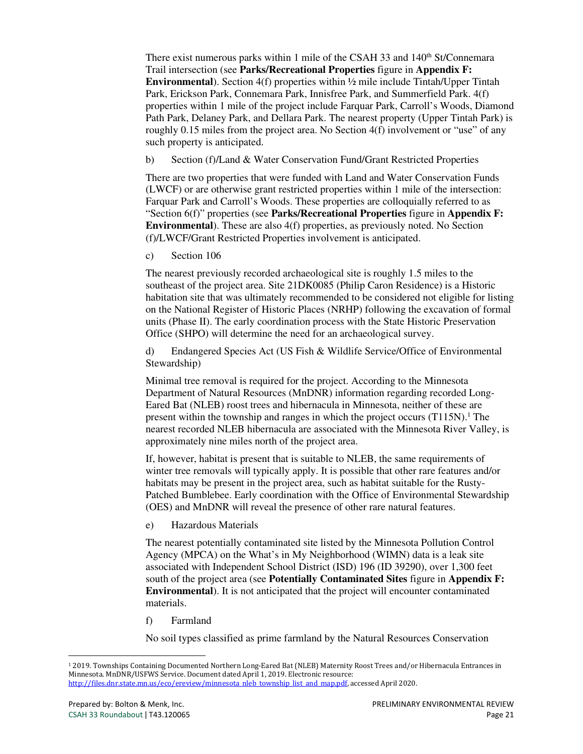There exist numerous parks within 1 mile of the CSAH 33 and 140th St/Connemara Trail intersection (see **Parks/Recreational Properties** figure in **Appendix F: Environmental**). Section 4(f) properties within ½ mile include Tintah/Upper Tintah Park, Erickson Park, Connemara Park, Innisfree Park, and Summerfield Park. 4(f) properties within 1 mile of the project include Farquar Park, Carroll's Woods, Diamond Path Park, Delaney Park, and Dellara Park. The nearest property (Upper Tintah Park) is roughly 0.15 miles from the project area. No Section 4(f) involvement or "use" of any such property is anticipated.

b) Section (f)/Land & Water Conservation Fund/Grant Restricted Properties

There are two properties that were funded with Land and Water Conservation Funds (LWCF) or are otherwise grant restricted properties within 1 mile of the intersection: Farquar Park and Carroll's Woods. These properties are colloquially referred to as "Section 6(f)" properties (see **Parks/Recreational Properties** figure in **Appendix F: Environmental**). These are also 4(f) properties, as previously noted. No Section (f)/LWCF/Grant Restricted Properties involvement is anticipated.

c) Section 106

The nearest previously recorded archaeological site is roughly 1.5 miles to the southeast of the project area. Site 21DK0085 (Philip Caron Residence) is a Historic habitation site that was ultimately recommended to be considered not eligible for listing on the National Register of Historic Places (NRHP) following the excavation of formal units (Phase II). The early coordination process with the State Historic Preservation Office (SHPO) will determine the need for an archaeological survey.

d) Endangered Species Act (US Fish & Wildlife Service/Office of Environmental Stewardship)

Minimal tree removal is required for the project. According to the Minnesota Department of Natural Resources (MnDNR) information regarding recorded Long-Eared Bat (NLEB) roost trees and hibernacula in Minnesota, neither of these are present within the township and ranges in which the project occurs (T115N).[1] The nearest recorded NLEB hibernacula are associated with the Minnesota River Valley, is approximately nine miles north of the project area.

If, however, habitat is present that is suitable to NLEB, the same requirements of winter tree removals will typically apply. It is possible that other rare features and/or habitats may be present in the project area, such as habitat suitable for the Rusty-Patched Bumblebee. Early coordination with the Office of Environmental Stewardship (OES) and MnDNR will reveal the presence of other rare natural features.

e) Hazardous Materials

The nearest potentially contaminated site listed by the Minnesota Pollution Control Agency (MPCA) on the What's in My Neighborhood (WIMN) data is a leak site associated with Independent School District (ISD) 196 (ID 39290), over 1,300 feet south of the project area (see **Potentially Contaminated Sites** figure in **Appendix F: Environmental**). It is not anticipated that the project will encounter contaminated materials.

f) Farmland

No soil types classified as prime farmland by the Natural Resources Conservation

---

[1] 2019. Townships Containing Documented Northern Long-Eared Bat (NLEB) Maternity Roost Trees and/or Hibernacula Entrances in Minnesota. MnDNR/USFWS Service. Document dated April 1, 2019. Electronic resource: http://files.dnr.state.mn.us/eco/ereview/minnesota_nleb_township_list_and_map.pdf, accessed April 2020.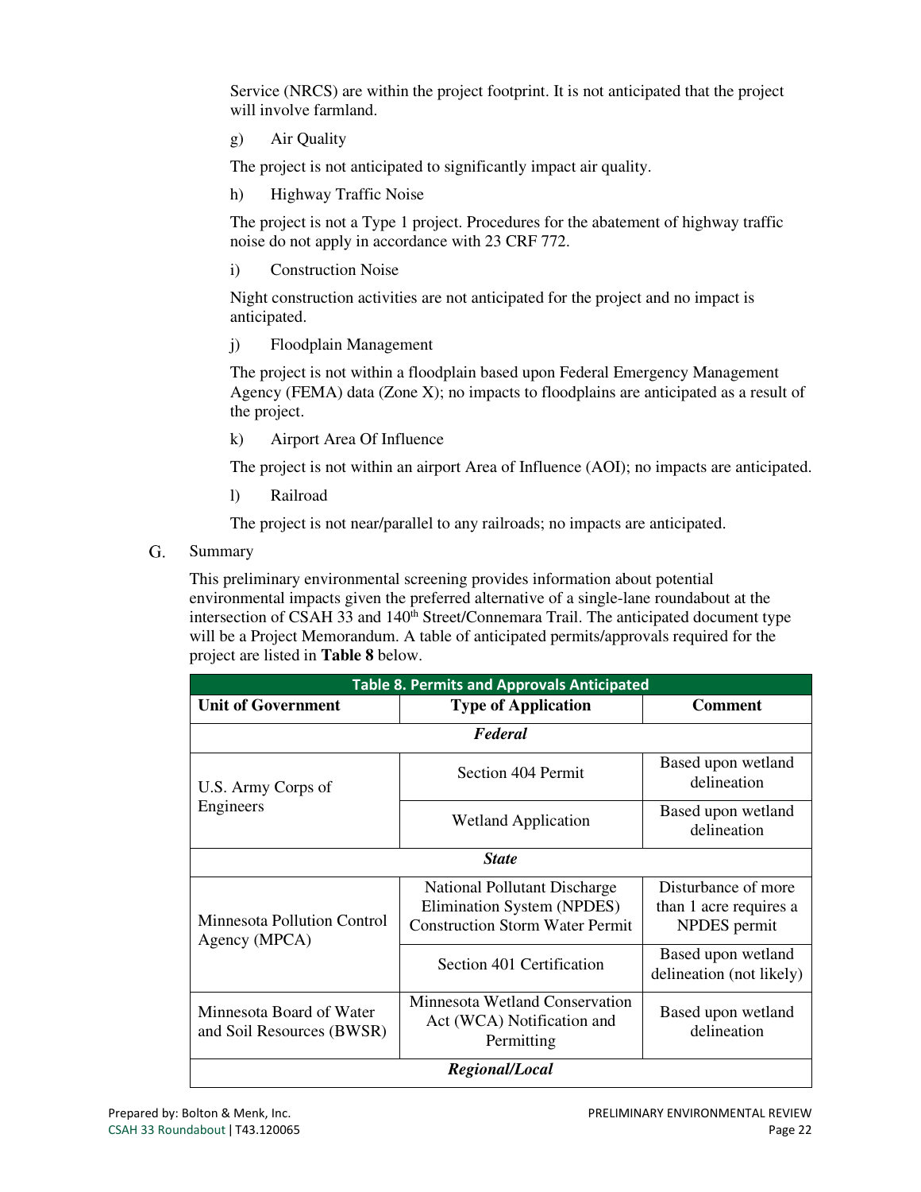Service (NRCS) are within the project footprint. It is not anticipated that the project will involve farmland.

g) Air Quality

The project is not anticipated to significantly impact air quality.

h) Highway Traffic Noise

The project is not a Type 1 project. Procedures for the abatement of highway traffic noise do not apply in accordance with 23 CRF 772.

i) Construction Noise

Night construction activities are not anticipated for the project and no impact is anticipated.

j) Floodplain Management

The project is not within a floodplain based upon Federal Emergency Management Agency (FEMA) data (Zone X); no impacts to floodplains are anticipated as a result of the project.

k) Airport Area Of Influence

The project is not within an airport Area of Influence (AOI); no impacts are anticipated.

l) Railroad

The project is not near/parallel to any railroads; no impacts are anticipated.

## G. Summary

This preliminary environmental screening provides information about potential environmental impacts given the preferred alternative of a single-lane roundabout at the intersection of CSAH 33 and 140th Street/Connemara Trail. The anticipated document type will be a Project Memorandum. A table of anticipated permits/approvals required for the project are listed in **Table 8** below.

**Table 8. Permits and Approvals Anticipated**

| Unit of Government | Type of Application | Comment |
|---|---|---|
| ***Federal*** | | |
| U.S. Army Corps of Engineers | Section 404 Permit | Based upon wetland delineation |
| | Wetland Application | Based upon wetland delineation |
| ***State*** | | |
| Minnesota Pollution Control Agency (MPCA) | National Pollutant Discharge Elimination System (NPDES) Construction Storm Water Permit | Disturbance of more than 1 acre requires a NPDES permit |
| | Section 401 Certification | Based upon wetland delineation (not likely) |
| Minnesota Board of Water and Soil Resources (BWSR) | Minnesota Wetland Conservation Act (WCA) Notification and Permitting | Based upon wetland delineation |
| ***Regional/Local*** | | |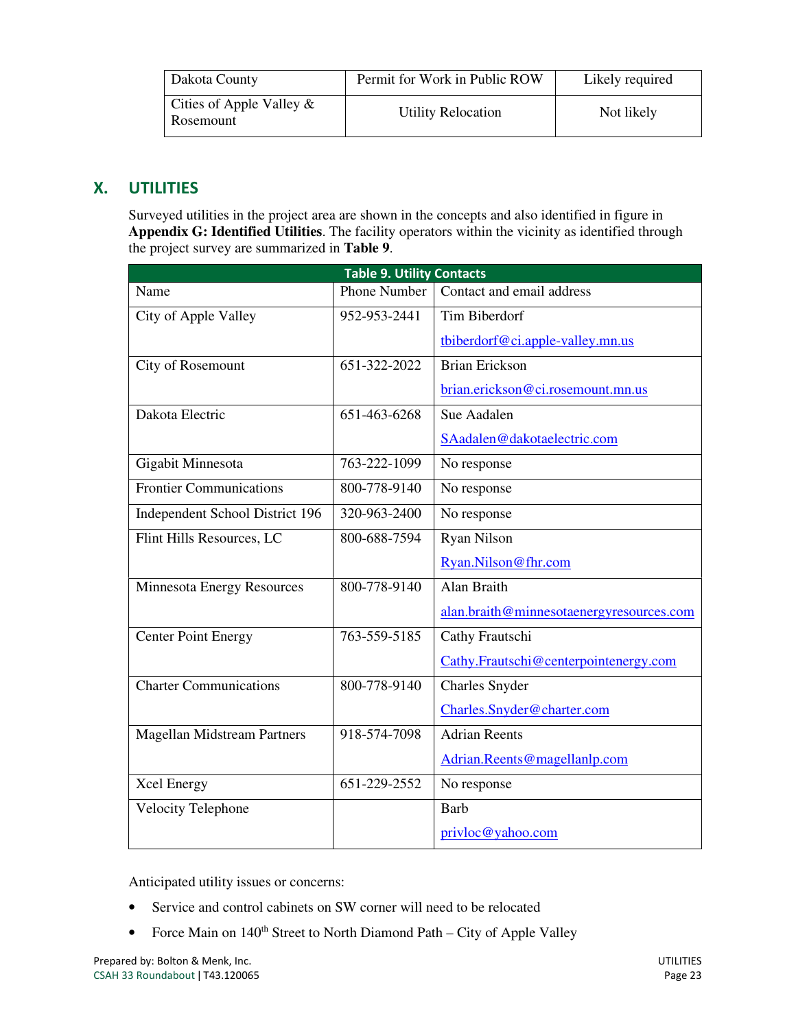| Dakota County | Permit for Work in Public ROW | Likely required |
|---|---|---|
| Cities of Apple Valley & Rosemount | Utility Relocation | Not likely |

## X. UTILITIES

Surveyed utilities in the project area are shown in the concepts and also identified in figure in **Appendix G: Identified Utilities**. The facility operators within the vicinity as identified through the project survey are summarized in **Table 9**.

**Table 9. Utility Contacts**

| Name | Phone Number | Contact and email address |
|---|---|---|
| City of Apple Valley | 952-953-2441 | Tim Biberdorf<br>tbiberdorf@ci.apple-valley.mn.us |
| City of Rosemount | 651-322-2022 | Brian Erickson<br>brian.erickson@ci.rosemount.mn.us |
| Dakota Electric | 651-463-6268 | Sue Aadalen<br>SAadalen@dakotaelectric.com |
| Gigabit Minnesota | 763-222-1099 | No response |
| Frontier Communications | 800-778-9140 | No response |
| Independent School District 196 | 320-963-2400 | No response |
| Flint Hills Resources, LC | 800-688-7594 | Ryan Nilson<br>Ryan.Nilson@fhr.com |
| Minnesota Energy Resources | 800-778-9140 | Alan Braith<br>alan.braith@minnesotaenergyresources.com |
| Center Point Energy | 763-559-5185 | Cathy Frautschi<br>Cathy.Frautschi@centerpointenergy.com |
| Charter Communications | 800-778-9140 | Charles Snyder<br>Charles.Snyder@charter.com |
| Magellan Midstream Partners | 918-574-7098 | Adrian Reents<br>Adrian.Reents@magellanlp.com |
| Xcel Energy | 651-229-2552 | No response |
| Velocity Telephone | | Barb<br>privloc@yahoo.com |

Anticipated utility issues or concerns:

- Service and control cabinets on SW corner will need to be relocated
- Force Main on 140th Street to North Diamond Path – City of Apple Valley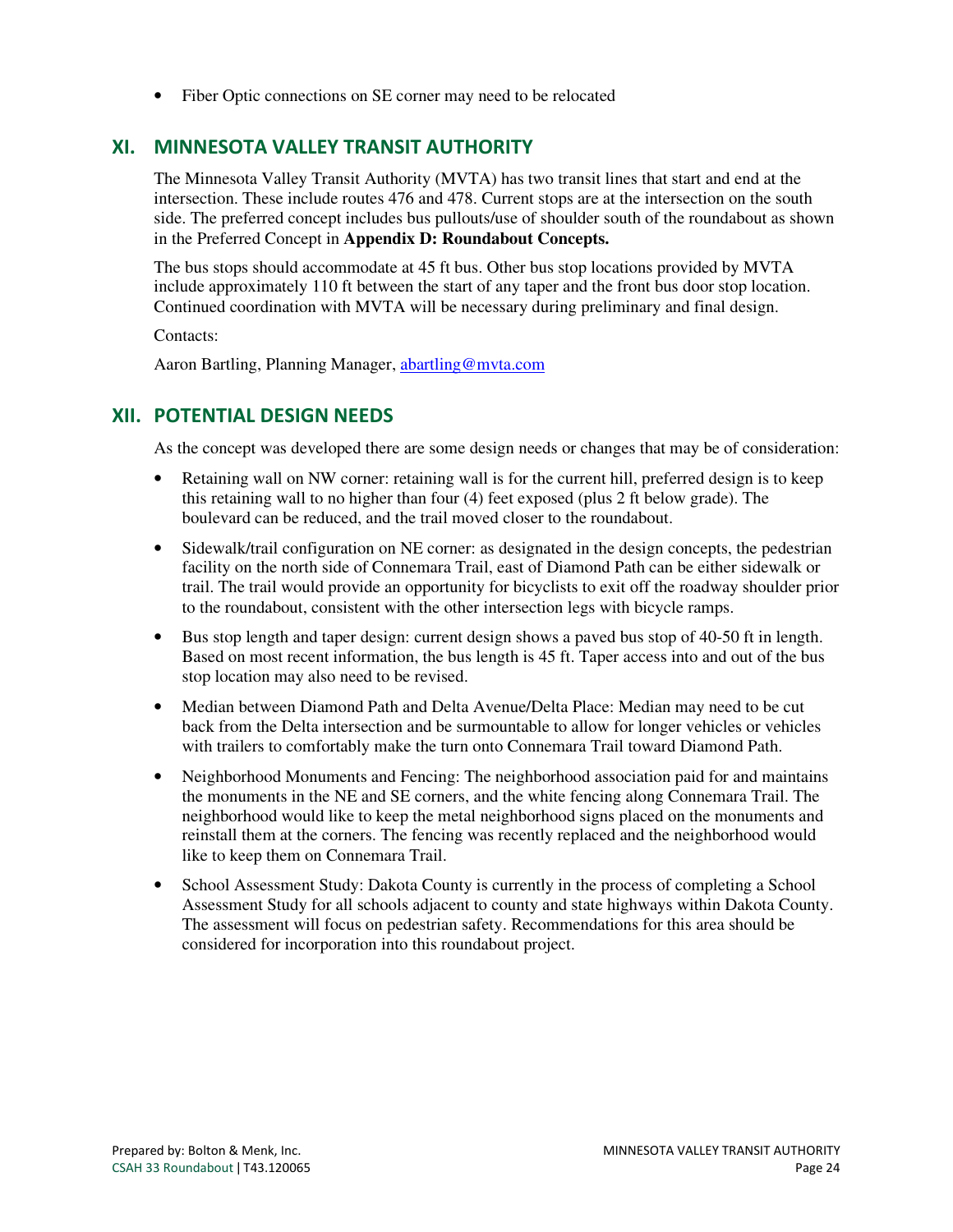- Fiber Optic connections on SE corner may need to be relocated

## XI. MINNESOTA VALLEY TRANSIT AUTHORITY

The Minnesota Valley Transit Authority (MVTA) has two transit lines that start and end at the intersection. These include routes 476 and 478. Current stops are at the intersection on the south side. The preferred concept includes bus pullouts/use of shoulder south of the roundabout as shown in the Preferred Concept in **Appendix D: Roundabout Concepts.**

The bus stops should accommodate at 45 ft bus. Other bus stop locations provided by MVTA include approximately 110 ft between the start of any taper and the front bus door stop location. Continued coordination with MVTA will be necessary during preliminary and final design.

Contacts:

Aaron Bartling, Planning Manager, abartling@mvta.com

## XII. POTENTIAL DESIGN NEEDS

As the concept was developed there are some design needs or changes that may be of consideration:

- Retaining wall on NW corner: retaining wall is for the current hill, preferred design is to keep this retaining wall to no higher than four (4) feet exposed (plus 2 ft below grade). The boulevard can be reduced, and the trail moved closer to the roundabout.
- Sidewalk/trail configuration on NE corner: as designated in the design concepts, the pedestrian facility on the north side of Connemara Trail, east of Diamond Path can be either sidewalk or trail. The trail would provide an opportunity for bicyclists to exit off the roadway shoulder prior to the roundabout, consistent with the other intersection legs with bicycle ramps.
- Bus stop length and taper design: current design shows a paved bus stop of 40-50 ft in length. Based on most recent information, the bus length is 45 ft. Taper access into and out of the bus stop location may also need to be revised.
- Median between Diamond Path and Delta Avenue/Delta Place: Median may need to be cut back from the Delta intersection and be surmountable to allow for longer vehicles or vehicles with trailers to comfortably make the turn onto Connemara Trail toward Diamond Path.
- Neighborhood Monuments and Fencing: The neighborhood association paid for and maintains the monuments in the NE and SE corners, and the white fencing along Connemara Trail. The neighborhood would like to keep the metal neighborhood signs placed on the monuments and reinstall them at the corners. The fencing was recently replaced and the neighborhood would like to keep them on Connemara Trail.
- School Assessment Study: Dakota County is currently in the process of completing a School Assessment Study for all schools adjacent to county and state highways within Dakota County. The assessment will focus on pedestrian safety. Recommendations for this area should be considered for incorporation into this roundabout project.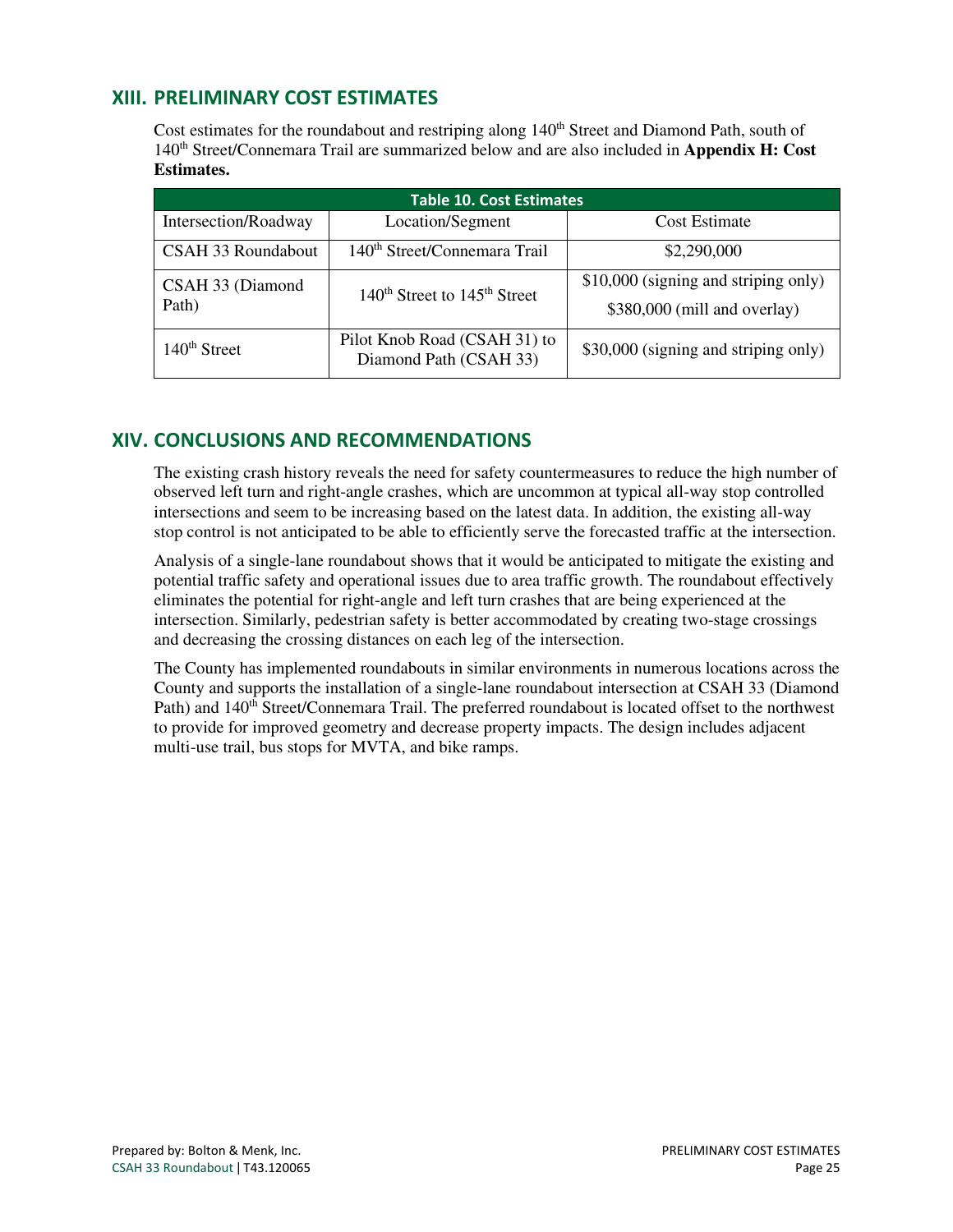## XIII. PRELIMINARY COST ESTIMATES

Cost estimates for the roundabout and restriping along 140th Street and Diamond Path, south of 140th Street/Connemara Trail are summarized below and are also included in **Appendix H: Cost Estimates.**

**Table 10. Cost Estimates**

| Intersection/Roadway | Location/Segment | Cost Estimate |
|---|---|---|
| CSAH 33 Roundabout | 140th Street/Connemara Trail | $2,290,000 |
| CSAH 33 (Diamond Path) | 140th Street to 145th Street | $10,000 (signing and striping only)<br>$380,000 (mill and overlay) |
| 140th Street | Pilot Knob Road (CSAH 31) to Diamond Path (CSAH 33) | $30,000 (signing and striping only) |

## XIV. CONCLUSIONS AND RECOMMENDATIONS

The existing crash history reveals the need for safety countermeasures to reduce the high number of observed left turn and right-angle crashes, which are uncommon at typical all-way stop controlled intersections and seem to be increasing based on the latest data. In addition, the existing all-way stop control is not anticipated to be able to efficiently serve the forecasted traffic at the intersection.

Analysis of a single-lane roundabout shows that it would be anticipated to mitigate the existing and potential traffic safety and operational issues due to area traffic growth. The roundabout effectively eliminates the potential for right-angle and left turn crashes that are being experienced at the intersection. Similarly, pedestrian safety is better accommodated by creating two-stage crossings and decreasing the crossing distances on each leg of the intersection.

The County has implemented roundabouts in similar environments in numerous locations across the County and supports the installation of a single-lane roundabout intersection at CSAH 33 (Diamond Path) and 140th Street/Connemara Trail. The preferred roundabout is located offset to the northwest to provide for improved geometry and decrease property impacts. The design includes adjacent multi-use trail, bus stops for MVTA, and bike ramps.